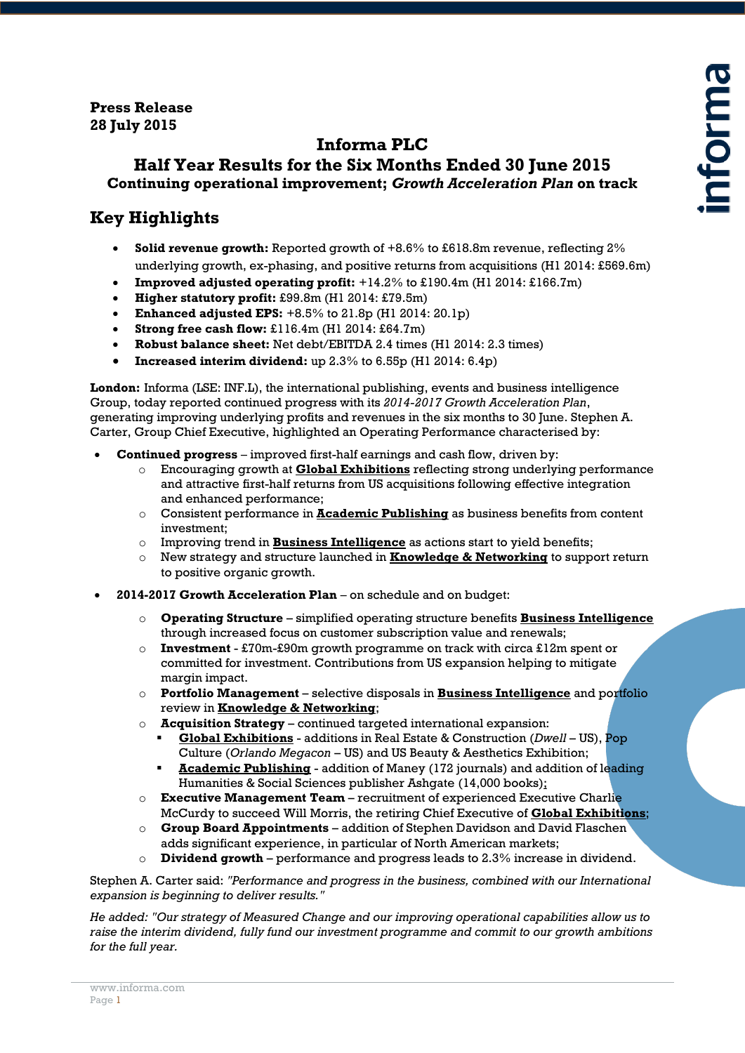**Press Release**
**28 July 2015**

# Informa PLC

## Half Year Results for the Six Months Ended 30 June 2015

**Continuing operational improvement; *Growth Acceleration Plan* on track**

## Key Highlights

- **Solid revenue growth:** Reported growth of +8.6% to £618.8m revenue, reflecting 2% underlying growth, ex-phasing, and positive returns from acquisitions (H1 2014: £569.6m)
- **Improved adjusted operating profit:** +14.2% to £190.4m (H1 2014: £166.7m)
- **Higher statutory profit:** £99.8m (H1 2014: £79.5m)
- **Enhanced adjusted EPS:** +8.5% to 21.8p (H1 2014: 20.1p)
- **Strong free cash flow:** £116.4m (H1 2014: £64.7m)
- **Robust balance sheet:** Net debt/EBITDA 2.4 times (H1 2014: 2.3 times)
- **Increased interim dividend:** up 2.3% to 6.55p (H1 2014: 6.4p)

**London:** Informa (LSE: INF.L), the international publishing, events and business intelligence Group, today reported continued progress with its *2014-2017 Growth Acceleration Plan*, generating improving underlying profits and revenues in the six months to 30 June. Stephen A. Carter, Group Chief Executive, highlighted an Operating Performance characterised by:

- **Continued progress** – improved first-half earnings and cash flow, driven by:
  - Encouraging growth at **Global Exhibitions** reflecting strong underlying performance and attractive first-half returns from US acquisitions following effective integration and enhanced performance;
  - Consistent performance in **Academic Publishing** as business benefits from content investment;
  - Improving trend in **Business Intelligence** as actions start to yield benefits;
  - New strategy and structure launched in **Knowledge & Networking** to support return to positive organic growth.
- **2014-2017 Growth Acceleration Plan** – on schedule and on budget:
  - **Operating Structure** – simplified operating structure benefits **Business Intelligence** through increased focus on customer subscription value and renewals;
  - **Investment** - £70m-£90m growth programme on track with circa £12m spent or committed for investment. Contributions from US expansion helping to mitigate margin impact.
  - **Portfolio Management** – selective disposals in **Business Intelligence** and portfolio review in **Knowledge & Networking**;
  - **Acquisition Strategy** – continued targeted international expansion:
    - **Global Exhibitions** - additions in Real Estate & Construction (*Dwell* – US), Pop Culture (*Orlando Megacon* – US) and US Beauty & Aesthetics Exhibition;
    - **Academic Publishing** - addition of Maney (172 journals) and addition of leading Humanities & Social Sciences publisher Ashgate (14,000 books);
  - **Executive Management Team** – recruitment of experienced Executive Charlie McCurdy to succeed Will Morris, the retiring Chief Executive of **Global Exhibitions**;
  - **Group Board Appointments** – addition of Stephen Davidson and David Flaschen adds significant experience, in particular of North American markets;
  - **Dividend growth** – performance and progress leads to 2.3% increase in dividend.

Stephen A. Carter said: *"Performance and progress in the business, combined with our International expansion is beginning to deliver results."*

*He added: "Our strategy of Measured Change and our improving operational capabilities allow us to raise the interim dividend, fully fund our investment programme and commit to our growth ambitions for the full year.*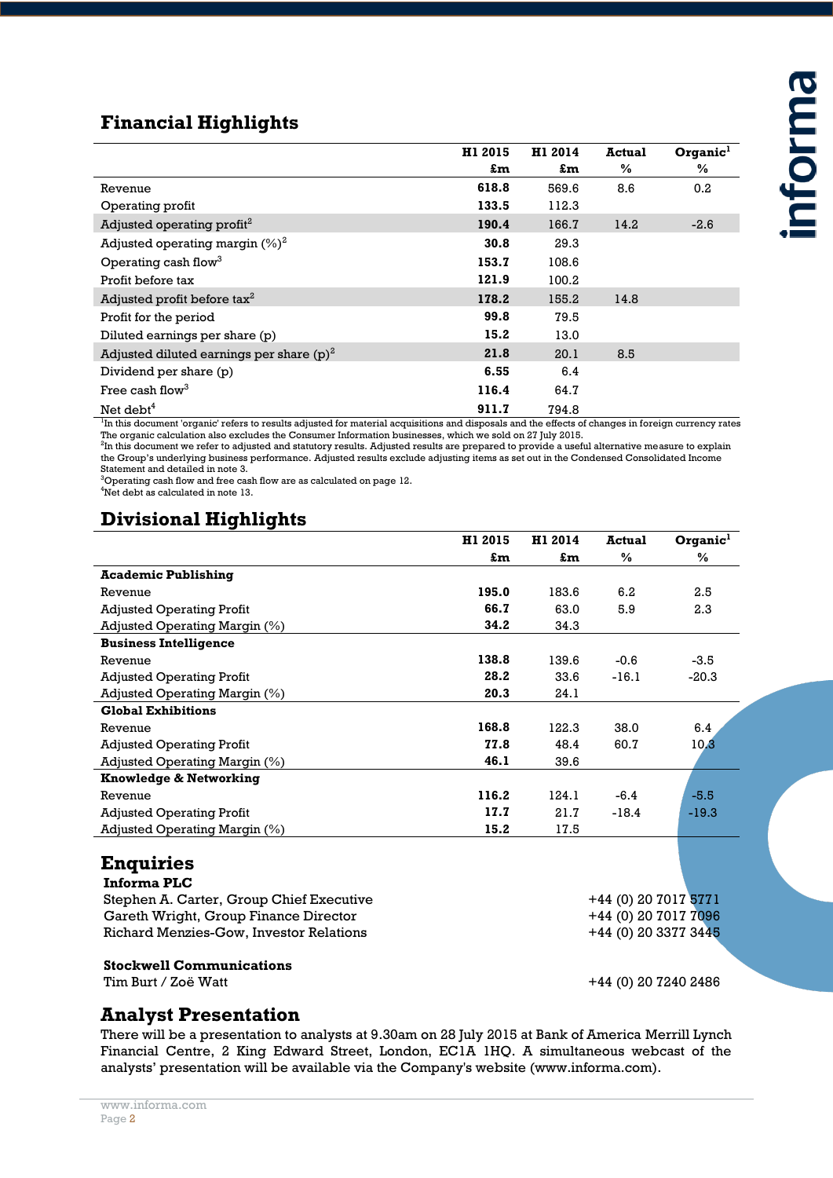## Financial Highlights

| | H1 2015 £m | H1 2014 £m | Actual % | Organic[1] % |
|---|---|---|---|---|
| Revenue | **618.8** | 569.6 | 8.6 | 0.2 |
| Operating profit | **133.5** | 112.3 | | |
| Adjusted operating profit[2] | **190.4** | 166.7 | 14.2 | -2.6 |
| Adjusted operating margin (%)[2] | **30.8** | 29.3 | | |
| Operating cash flow[3] | **153.7** | 108.6 | | |
| Profit before tax | **121.9** | 100.2 | | |
| Adjusted profit before tax[2] | **178.2** | 155.2 | 14.8 | |
| Profit for the period | **99.8** | 79.5 | | |
| Diluted earnings per share (p) | **15.2** | 13.0 | | |
| Adjusted diluted earnings per share (p)[2] | **21.8** | 20.1 | 8.5 | |
| Dividend per share (p) | **6.55** | 6.4 | | |
| Free cash flow[3] | **116.4** | 64.7 | | |
| Net debt[4] | **911.7** | 794.8 | | |

[1]In this document 'organic' refers to results adjusted for material acquisitions and disposals and the effects of changes in foreign currency rates The organic calculation also excludes the Consumer Information businesses, which we sold on 27 July 2015.
[2]In this document we refer to adjusted and statutory results. Adjusted results are prepared to provide a useful alternative measure to explain the Group's underlying business performance. Adjusted results exclude adjusting items as set out in the Condensed Consolidated Income Statement and detailed in note 3.
[3]Operating cash flow and free cash flow are as calculated on page 12.
[4]Net debt as calculated in note 13.

## Divisional Highlights

| | H1 2015 £m | H1 2014 £m | Actual % | Organic[1] % |
|---|---|---|---|---|
| **Academic Publishing** | | | | |
| Revenue | **195.0** | 183.6 | 6.2 | 2.5 |
| Adjusted Operating Profit | **66.7** | 63.0 | 5.9 | 2.3 |
| Adjusted Operating Margin (%) | **34.2** | 34.3 | | |
| **Business Intelligence** | | | | |
| Revenue | **138.8** | 139.6 | -0.6 | -3.5 |
| Adjusted Operating Profit | **28.2** | 33.6 | -16.1 | -20.3 |
| Adjusted Operating Margin (%) | **20.3** | 24.1 | | |
| **Global Exhibitions** | | | | |
| Revenue | **168.8** | 122.3 | 38.0 | 6.4 |
| Adjusted Operating Profit | **77.8** | 48.4 | 60.7 | 10.3 |
| Adjusted Operating Margin (%) | **46.1** | 39.6 | | |
| **Knowledge & Networking** | | | | |
| Revenue | **116.2** | 124.1 | -6.4 | -5.5 |
| Adjusted Operating Profit | **17.7** | 21.7 | -18.4 | -19.3 |
| Adjusted Operating Margin (%) | **15.2** | 17.5 | | |

## Enquiries

**Informa PLC**

| | |
|---|---|
| Stephen A. Carter, Group Chief Executive | +44 (0) 20 7017 5771 |
| Gareth Wright, Group Finance Director | +44 (0) 20 7017 7096 |
| Richard Menzies-Gow, Investor Relations | +44 (0) 20 3377 3445 |

**Stockwell Communications**

| | |
|---|---|
| Tim Burt / Zoë Watt | +44 (0) 20 7240 2486 |

## Analyst Presentation

There will be a presentation to analysts at 9.30am on 28 July 2015 at Bank of America Merrill Lynch Financial Centre, 2 King Edward Street, London, EC1A 1HQ. A simultaneous webcast of the analysts' presentation will be available via the Company's website (www.informa.com).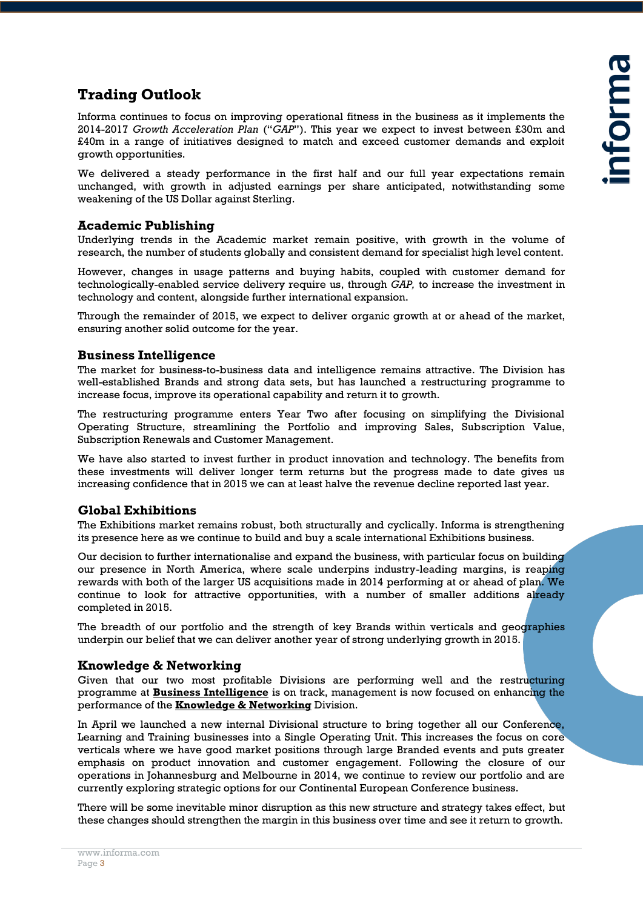# Trading Outlook

Informa continues to focus on improving operational fitness in the business as it implements the 2014-2017 *Growth Acceleration Plan* ("*GAP*"). This year we expect to invest between £30m and £40m in a range of initiatives designed to match and exceed customer demands and exploit growth opportunities.

We delivered a steady performance in the first half and our full year expectations remain unchanged, with growth in adjusted earnings per share anticipated, notwithstanding some weakening of the US Dollar against Sterling.

## Academic Publishing

Underlying trends in the Academic market remain positive, with growth in the volume of research, the number of students globally and consistent demand for specialist high level content.

However, changes in usage patterns and buying habits, coupled with customer demand for technologically-enabled service delivery require us, through *GAP,* to increase the investment in technology and content, alongside further international expansion.

Through the remainder of 2015, we expect to deliver organic growth at or ahead of the market, ensuring another solid outcome for the year.

## Business Intelligence

The market for business-to-business data and intelligence remains attractive. The Division has well-established Brands and strong data sets, but has launched a restructuring programme to increase focus, improve its operational capability and return it to growth.

The restructuring programme enters Year Two after focusing on simplifying the Divisional Operating Structure, streamlining the Portfolio and improving Sales, Subscription Value, Subscription Renewals and Customer Management.

We have also started to invest further in product innovation and technology. The benefits from these investments will deliver longer term returns but the progress made to date gives us increasing confidence that in 2015 we can at least halve the revenue decline reported last year.

## Global Exhibitions

The Exhibitions market remains robust, both structurally and cyclically. Informa is strengthening its presence here as we continue to build and buy a scale international Exhibitions business.

Our decision to further internationalise and expand the business, with particular focus on building our presence in North America, where scale underpins industry-leading margins, is reaping rewards with both of the larger US acquisitions made in 2014 performing at or ahead of plan. We continue to look for attractive opportunities, with a number of smaller additions already completed in 2015.

The breadth of our portfolio and the strength of key Brands within verticals and geographies underpin our belief that we can deliver another year of strong underlying growth in 2015.

## Knowledge & Networking

Given that our two most profitable Divisions are performing well and the restructuring programme at **Business Intelligence** is on track, management is now focused on enhancing the performance of the **Knowledge & Networking** Division.

In April we launched a new internal Divisional structure to bring together all our Conference, Learning and Training businesses into a Single Operating Unit. This increases the focus on core verticals where we have good market positions through large Branded events and puts greater emphasis on product innovation and customer engagement. Following the closure of our operations in Johannesburg and Melbourne in 2014, we continue to review our portfolio and are currently exploring strategic options for our Continental European Conference business.

There will be some inevitable minor disruption as this new structure and strategy takes effect, but these changes should strengthen the margin in this business over time and see it return to growth.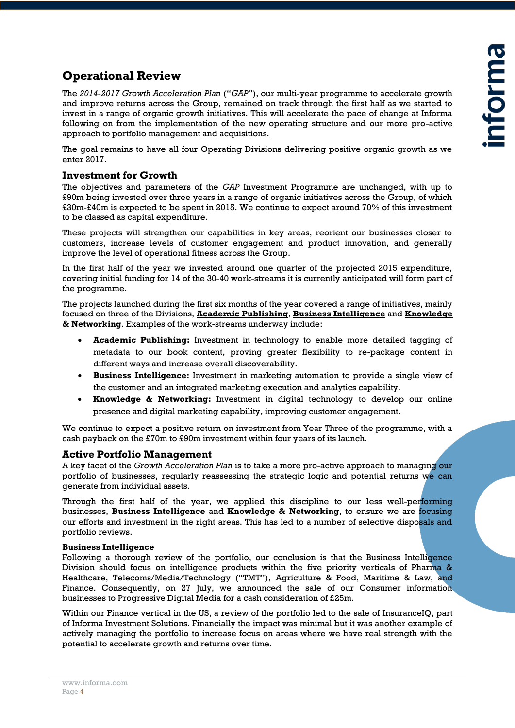## Operational Review

The *2014-2017 Growth Acceleration Plan* ("*GAP*"), our multi-year programme to accelerate growth and improve returns across the Group, remained on track through the first half as we started to invest in a range of organic growth initiatives. This will accelerate the pace of change at Informa following on from the implementation of the new operating structure and our more pro-active approach to portfolio management and acquisitions.

The goal remains to have all four Operating Divisions delivering positive organic growth as we enter 2017.

### Investment for Growth

The objectives and parameters of the *GAP* Investment Programme are unchanged, with up to £90m being invested over three years in a range of organic initiatives across the Group, of which £30m-£40m is expected to be spent in 2015. We continue to expect around 70% of this investment to be classed as capital expenditure.

These projects will strengthen our capabilities in key areas, reorient our businesses closer to customers, increase levels of customer engagement and product innovation, and generally improve the level of operational fitness across the Group.

In the first half of the year we invested around one quarter of the projected 2015 expenditure, covering initial funding for 14 of the 30-40 work-streams it is currently anticipated will form part of the programme.

The projects launched during the first six months of the year covered a range of initiatives, mainly focused on three of the Divisions, **Academic Publishing**, **Business Intelligence** and **Knowledge & Networking**. Examples of the work-streams underway include:

- **Academic Publishing:** Investment in technology to enable more detailed tagging of metadata to our book content, proving greater flexibility to re-package content in different ways and increase overall discoverability.
- **Business Intelligence:** Investment in marketing automation to provide a single view of the customer and an integrated marketing execution and analytics capability.
- **Knowledge & Networking:** Investment in digital technology to develop our online presence and digital marketing capability, improving customer engagement.

We continue to expect a positive return on investment from Year Three of the programme, with a cash payback on the £70m to £90m investment within four years of its launch.

### Active Portfolio Management

A key facet of the *Growth Acceleration Plan* is to take a more pro-active approach to managing our portfolio of businesses, regularly reassessing the strategic logic and potential returns we can generate from individual assets.

Through the first half of the year, we applied this discipline to our less well-performing businesses, **Business Intelligence** and **Knowledge & Networking**, to ensure we are focusing our efforts and investment in the right areas. This has led to a number of selective disposals and portfolio reviews.

#### Business Intelligence

Following a thorough review of the portfolio, our conclusion is that the Business Intelligence Division should focus on intelligence products within the five priority verticals of Pharma & Healthcare, Telecoms/Media/Technology ("TMT"), Agriculture & Food, Maritime & Law, and Finance. Consequently, on 27 July, we announced the sale of our Consumer information businesses to Progressive Digital Media for a cash consideration of £25m.

Within our Finance vertical in the US, a review of the portfolio led to the sale of InsuranceIQ, part of Informa Investment Solutions. Financially the impact was minimal but it was another example of actively managing the portfolio to increase focus on areas where we have real strength with the potential to accelerate growth and returns over time.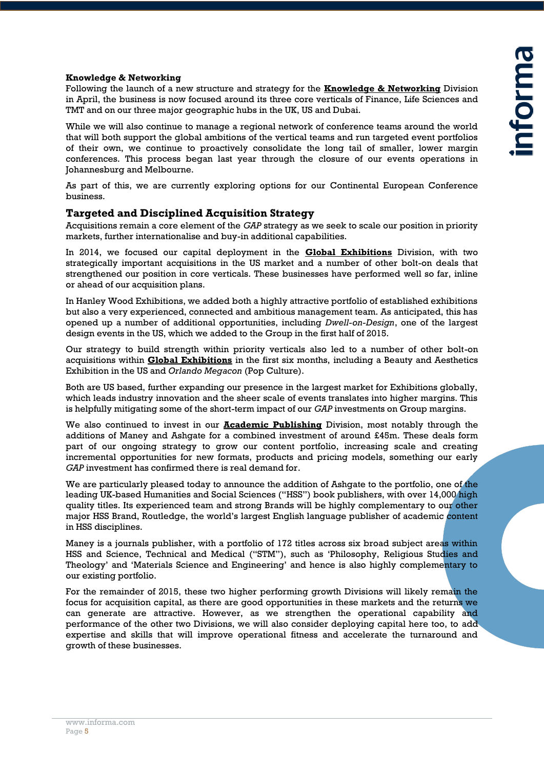**Knowledge & Networking**

Following the launch of a new structure and strategy for the **Knowledge & Networking** Division in April, the business is now focused around its three core verticals of Finance, Life Sciences and TMT and on our three major geographic hubs in the UK, US and Dubai.

While we will also continue to manage a regional network of conference teams around the world that will both support the global ambitions of the vertical teams and run targeted event portfolios of their own, we continue to proactively consolidate the long tail of smaller, lower margin conferences. This process began last year through the closure of our events operations in Johannesburg and Melbourne.

As part of this, we are currently exploring options for our Continental European Conference business.

## Targeted and Disciplined Acquisition Strategy

Acquisitions remain a core element of the *GAP* strategy as we seek to scale our position in priority markets, further internationalise and buy-in additional capabilities.

In 2014, we focused our capital deployment in the **Global Exhibitions** Division, with two strategically important acquisitions in the US market and a number of other bolt-on deals that strengthened our position in core verticals. These businesses have performed well so far, inline or ahead of our acquisition plans.

In Hanley Wood Exhibitions, we added both a highly attractive portfolio of established exhibitions but also a very experienced, connected and ambitious management team. As anticipated, this has opened up a number of additional opportunities, including *Dwell-on-Design*, one of the largest design events in the US, which we added to the Group in the first half of 2015.

Our strategy to build strength within priority verticals also led to a number of other bolt-on acquisitions within **Global Exhibitions** in the first six months, including a Beauty and Aesthetics Exhibition in the US and *Orlando Megacon* (Pop Culture).

Both are US based, further expanding our presence in the largest market for Exhibitions globally, which leads industry innovation and the sheer scale of events translates into higher margins. This is helpfully mitigating some of the short-term impact of our *GAP* investments on Group margins.

We also continued to invest in our **Academic Publishing** Division, most notably through the additions of Maney and Ashgate for a combined investment of around £45m. These deals form part of our ongoing strategy to grow our content portfolio, increasing scale and creating incremental opportunities for new formats, products and pricing models, something our early *GAP* investment has confirmed there is real demand for.

We are particularly pleased today to announce the addition of Ashgate to the portfolio, one of the leading UK-based Humanities and Social Sciences ("HSS") book publishers, with over 14,000 high quality titles. Its experienced team and strong Brands will be highly complementary to our other major HSS Brand, Routledge, the world's largest English language publisher of academic content in HSS disciplines.

Maney is a journals publisher, with a portfolio of 172 titles across six broad subject areas within HSS and Science, Technical and Medical ("STM"), such as 'Philosophy, Religious Studies and Theology' and 'Materials Science and Engineering' and hence is also highly complementary to our existing portfolio.

For the remainder of 2015, these two higher performing growth Divisions will likely remain the focus for acquisition capital, as there are good opportunities in these markets and the returns we can generate are attractive. However, as we strengthen the operational capability and performance of the other two Divisions, we will also consider deploying capital here too, to add expertise and skills that will improve operational fitness and accelerate the turnaround and growth of these businesses.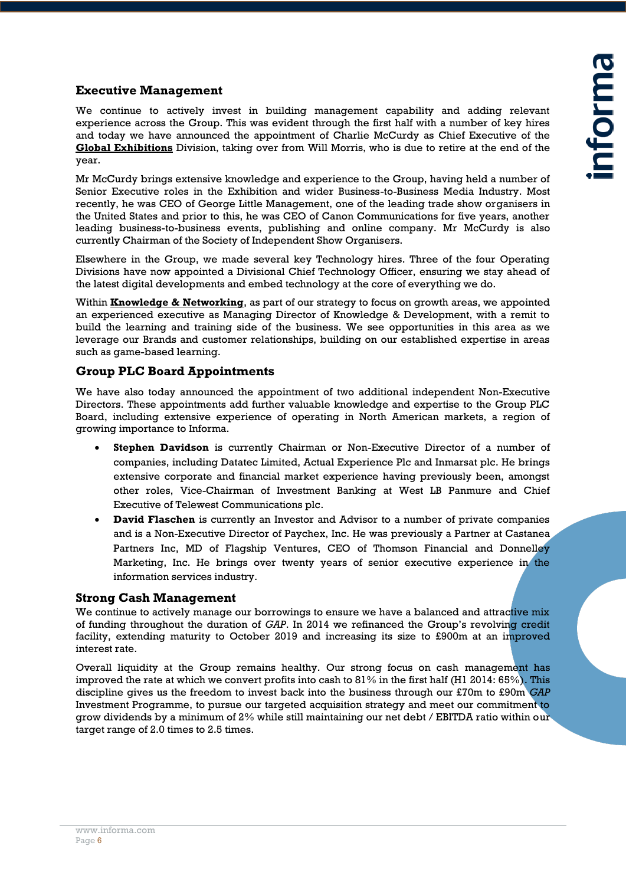## Executive Management

We continue to actively invest in building management capability and adding relevant experience across the Group. This was evident through the first half with a number of key hires and today we have announced the appointment of Charlie McCurdy as Chief Executive of the **Global Exhibitions** Division, taking over from Will Morris, who is due to retire at the end of the year.

Mr McCurdy brings extensive knowledge and experience to the Group, having held a number of Senior Executive roles in the Exhibition and wider Business-to-Business Media Industry. Most recently, he was CEO of George Little Management, one of the leading trade show organisers in the United States and prior to this, he was CEO of Canon Communications for five years, another leading business-to-business events, publishing and online company. Mr McCurdy is also currently Chairman of the Society of Independent Show Organisers.

Elsewhere in the Group, we made several key Technology hires. Three of the four Operating Divisions have now appointed a Divisional Chief Technology Officer, ensuring we stay ahead of the latest digital developments and embed technology at the core of everything we do.

Within **Knowledge & Networking**, as part of our strategy to focus on growth areas, we appointed an experienced executive as Managing Director of Knowledge & Development, with a remit to build the learning and training side of the business. We see opportunities in this area as we leverage our Brands and customer relationships, building on our established expertise in areas such as game-based learning.

## Group PLC Board Appointments

We have also today announced the appointment of two additional independent Non-Executive Directors. These appointments add further valuable knowledge and expertise to the Group PLC Board, including extensive experience of operating in North American markets, a region of growing importance to Informa.

- **Stephen Davidson** is currently Chairman or Non-Executive Director of a number of companies, including Datatec Limited, Actual Experience Plc and Inmarsat plc. He brings extensive corporate and financial market experience having previously been, amongst other roles, Vice-Chairman of Investment Banking at West LB Panmure and Chief Executive of Telewest Communications plc.
- **David Flaschen** is currently an Investor and Advisor to a number of private companies and is a Non-Executive Director of Paychex, Inc. He was previously a Partner at Castanea Partners Inc, MD of Flagship Ventures, CEO of Thomson Financial and Donnelley Marketing, Inc. He brings over twenty years of senior executive experience in the information services industry.

## Strong Cash Management

We continue to actively manage our borrowings to ensure we have a balanced and attractive mix of funding throughout the duration of *GAP*. In 2014 we refinanced the Group's revolving credit facility, extending maturity to October 2019 and increasing its size to £900m at an improved interest rate.

Overall liquidity at the Group remains healthy. Our strong focus on cash management has improved the rate at which we convert profits into cash to 81% in the first half (H1 2014: 65%). This discipline gives us the freedom to invest back into the business through our £70m to £90m *GAP* Investment Programme, to pursue our targeted acquisition strategy and meet our commitment to grow dividends by a minimum of 2% while still maintaining our net debt / EBITDA ratio within our target range of 2.0 times to 2.5 times.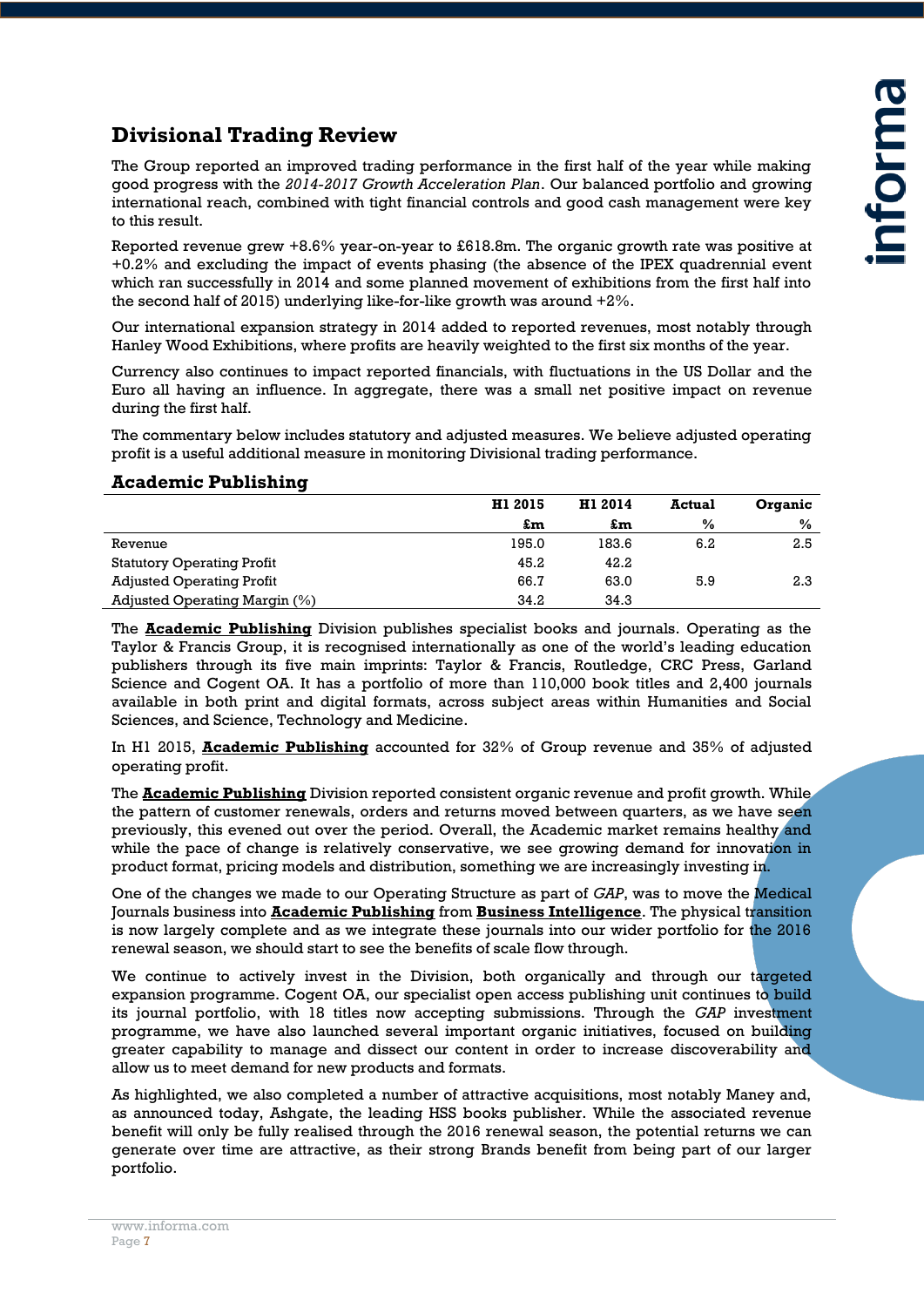# Divisional Trading Review

The Group reported an improved trading performance in the first half of the year while making good progress with the *2014-2017 Growth Acceleration Plan*. Our balanced portfolio and growing international reach, combined with tight financial controls and good cash management were key to this result.

Reported revenue grew +8.6% year-on-year to £618.8m. The organic growth rate was positive at +0.2% and excluding the impact of events phasing (the absence of the IPEX quadrennial event which ran successfully in 2014 and some planned movement of exhibitions from the first half into the second half of 2015) underlying like-for-like growth was around +2%.

Our international expansion strategy in 2014 added to reported revenues, most notably through Hanley Wood Exhibitions, where profits are heavily weighted to the first six months of the year.

Currency also continues to impact reported financials, with fluctuations in the US Dollar and the Euro all having an influence. In aggregate, there was a small net positive impact on revenue during the first half.

The commentary below includes statutory and adjusted measures. We believe adjusted operating profit is a useful additional measure in monitoring Divisional trading performance.

## Academic Publishing

| | H1 2015 | H1 2014 | Actual | Organic |
|---|---|---|---|---|
| | £m | £m | % | % |
| Revenue | 195.0 | 183.6 | 6.2 | 2.5 |
| Statutory Operating Profit | 45.2 | 42.2 | | |
| Adjusted Operating Profit | 66.7 | 63.0 | 5.9 | 2.3 |
| Adjusted Operating Margin (%) | 34.2 | 34.3 | | |

The **Academic Publishing** Division publishes specialist books and journals. Operating as the Taylor & Francis Group, it is recognised internationally as one of the world's leading education publishers through its five main imprints: Taylor & Francis, Routledge, CRC Press, Garland Science and Cogent OA. It has a portfolio of more than 110,000 book titles and 2,400 journals available in both print and digital formats, across subject areas within Humanities and Social Sciences, and Science, Technology and Medicine.

In H1 2015, **Academic Publishing** accounted for 32% of Group revenue and 35% of adjusted operating profit.

The **Academic Publishing** Division reported consistent organic revenue and profit growth. While the pattern of customer renewals, orders and returns moved between quarters, as we have seen previously, this evened out over the period. Overall, the Academic market remains healthy and while the pace of change is relatively conservative, we see growing demand for innovation in product format, pricing models and distribution, something we are increasingly investing in.

One of the changes we made to our Operating Structure as part of *GAP*, was to move the Medical Journals business into **Academic Publishing** from **Business Intelligence**. The physical transition is now largely complete and as we integrate these journals into our wider portfolio for the 2016 renewal season, we should start to see the benefits of scale flow through.

We continue to actively invest in the Division, both organically and through our targeted expansion programme. Cogent OA, our specialist open access publishing unit continues to build its journal portfolio, with 18 titles now accepting submissions. Through the *GAP* investment programme, we have also launched several important organic initiatives, focused on building greater capability to manage and dissect our content in order to increase discoverability and allow us to meet demand for new products and formats.

As highlighted, we also completed a number of attractive acquisitions, most notably Maney and, as announced today, Ashgate, the leading HSS books publisher. While the associated revenue benefit will only be fully realised through the 2016 renewal season, the potential returns we can generate over time are attractive, as their strong Brands benefit from being part of our larger portfolio.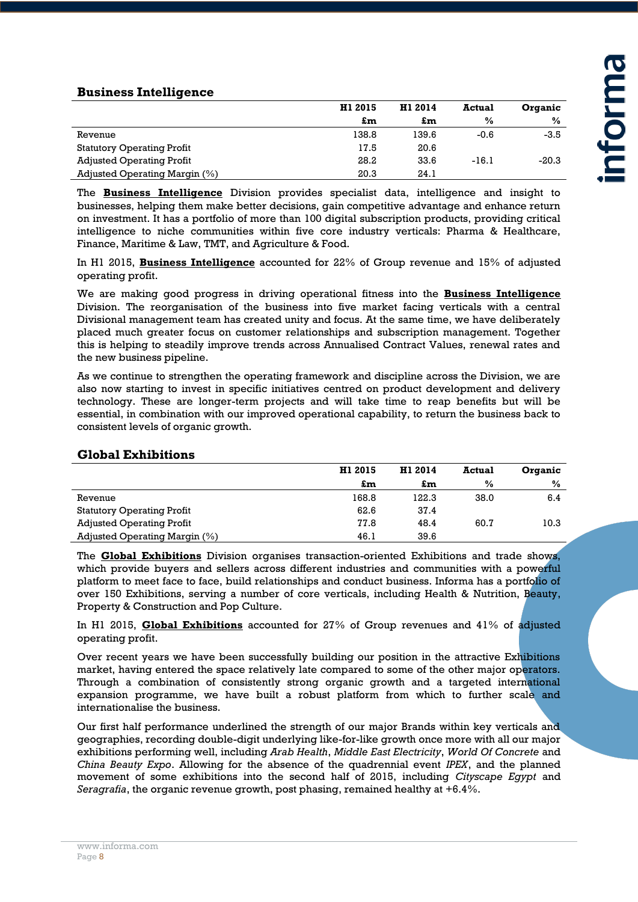## Business Intelligence

| | H1 2015 £m | H1 2014 £m | Actual % | Organic % |
|---|---|---|---|---|
| Revenue | 138.8 | 139.6 | -0.6 | -3.5 |
| Statutory Operating Profit | 17.5 | 20.6 | | |
| Adjusted Operating Profit | 28.2 | 33.6 | -16.1 | -20.3 |
| Adjusted Operating Margin (%) | 20.3 | 24.1 | | |

The **Business Intelligence** Division provides specialist data, intelligence and insight to businesses, helping them make better decisions, gain competitive advantage and enhance return on investment. It has a portfolio of more than 100 digital subscription products, providing critical intelligence to niche communities within five core industry verticals: Pharma & Healthcare, Finance, Maritime & Law, TMT, and Agriculture & Food.

In H1 2015, **Business Intelligence** accounted for 22% of Group revenue and 15% of adjusted operating profit.

We are making good progress in driving operational fitness into the **Business Intelligence** Division. The reorganisation of the business into five market facing verticals with a central Divisional management team has created unity and focus. At the same time, we have deliberately placed much greater focus on customer relationships and subscription management. Together this is helping to steadily improve trends across Annualised Contract Values, renewal rates and the new business pipeline.

As we continue to strengthen the operating framework and discipline across the Division, we are also now starting to invest in specific initiatives centred on product development and delivery technology. These are longer-term projects and will take time to reap benefits but will be essential, in combination with our improved operational capability, to return the business back to consistent levels of organic growth.

## Global Exhibitions

| | H1 2015 £m | H1 2014 £m | Actual % | Organic % |
|---|---|---|---|---|
| Revenue | 168.8 | 122.3 | 38.0 | 6.4 |
| Statutory Operating Profit | 62.6 | 37.4 | | |
| Adjusted Operating Profit | 77.8 | 48.4 | 60.7 | 10.3 |
| Adjusted Operating Margin (%) | 46.1 | 39.6 | | |

The **Global Exhibitions** Division organises transaction-oriented Exhibitions and trade shows, which provide buyers and sellers across different industries and communities with a powerful platform to meet face to face, build relationships and conduct business. Informa has a portfolio of over 150 Exhibitions, serving a number of core verticals, including Health & Nutrition, Beauty, Property & Construction and Pop Culture.

In H1 2015, **Global Exhibitions** accounted for 27% of Group revenues and 41% of adjusted operating profit.

Over recent years we have been successfully building our position in the attractive Exhibitions market, having entered the space relatively late compared to some of the other major operators. Through a combination of consistently strong organic growth and a targeted international expansion programme, we have built a robust platform from which to further scale and internationalise the business.

Our first half performance underlined the strength of our major Brands within key verticals and geographies, recording double-digit underlying like-for-like growth once more with all our major exhibitions performing well, including *Arab Health*, *Middle East Electricity*, *World Of Concrete* and *China Beauty Expo*. Allowing for the absence of the quadrennial event *IPEX*, and the planned movement of some exhibitions into the second half of 2015, including *Cityscape Egypt* and *Seragrafia*, the organic revenue growth, post phasing, remained healthy at +6.4%.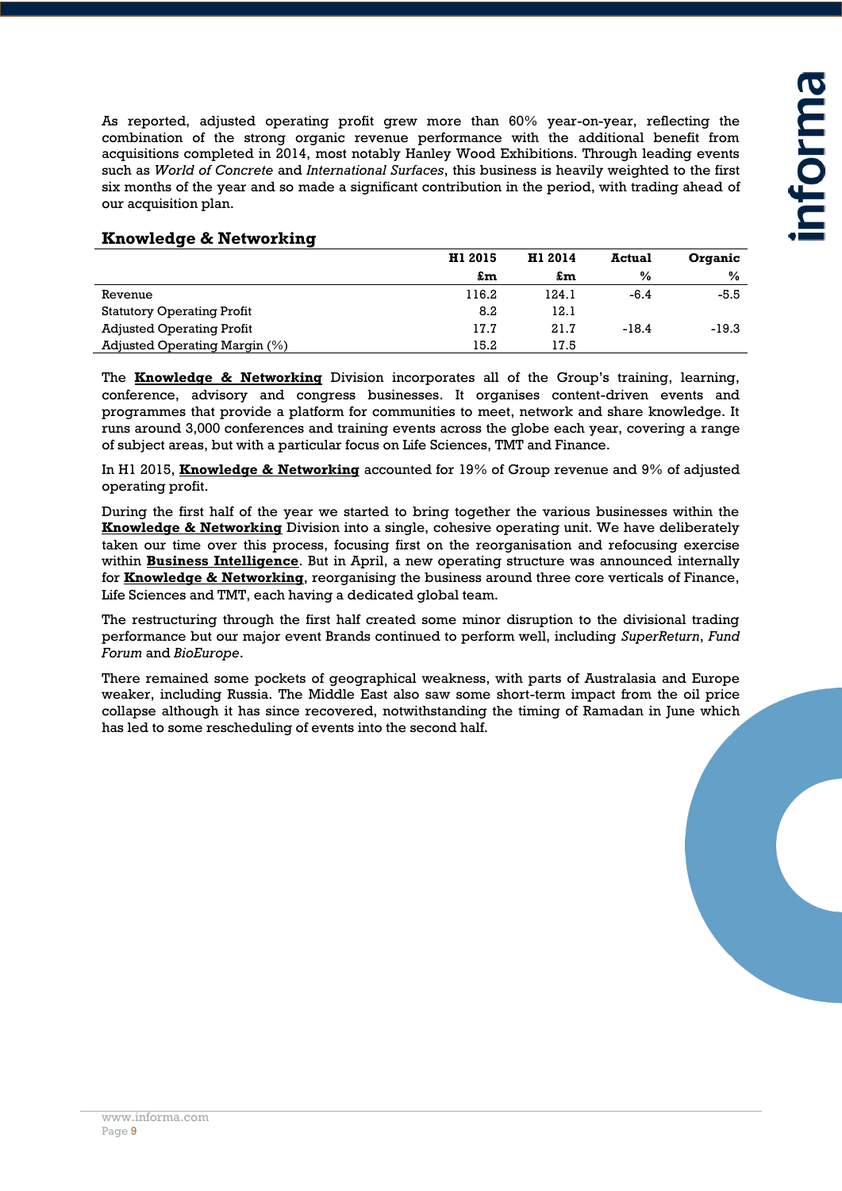As reported, adjusted operating profit grew more than 60% year-on-year, reflecting the combination of the strong organic revenue performance with the additional benefit from acquisitions completed in 2014, most notably Hanley Wood Exhibitions. Through leading events such as *World of Concrete* and *International Surfaces*, this business is heavily weighted to the first six months of the year and so made a significant contribution in the period, with trading ahead of our acquisition plan.

## Knowledge & Networking

| | H1 2015 | H1 2014 | Actual | Organic |
|---|---|---|---|---|
| | £m | £m | % | % |
| Revenue | 116.2 | 124.1 | -6.4 | -5.5 |
| Statutory Operating Profit | 8.2 | 12.1 | | |
| Adjusted Operating Profit | 17.7 | 21.7 | -18.4 | -19.3 |
| Adjusted Operating Margin (%) | 15.2 | 17.5 | | |

The **Knowledge & Networking** Division incorporates all of the Group's training, learning, conference, advisory and congress businesses. It organises content-driven events and programmes that provide a platform for communities to meet, network and share knowledge. It runs around 3,000 conferences and training events across the globe each year, covering a range of subject areas, but with a particular focus on Life Sciences, TMT and Finance.

In H1 2015, **Knowledge & Networking** accounted for 19% of Group revenue and 9% of adjusted operating profit.

During the first half of the year we started to bring together the various businesses within the **Knowledge & Networking** Division into a single, cohesive operating unit. We have deliberately taken our time over this process, focusing first on the reorganisation and refocusing exercise within **Business Intelligence**. But in April, a new operating structure was announced internally for **Knowledge & Networking**, reorganising the business around three core verticals of Finance, Life Sciences and TMT, each having a dedicated global team.

The restructuring through the first half created some minor disruption to the divisional trading performance but our major event Brands continued to perform well, including *SuperReturn*, *Fund Forum* and *BioEurope*.

There remained some pockets of geographical weakness, with parts of Australasia and Europe weaker, including Russia. The Middle East also saw some short-term impact from the oil price collapse although it has since recovered, notwithstanding the timing of Ramadan in June which has led to some rescheduling of events into the second half.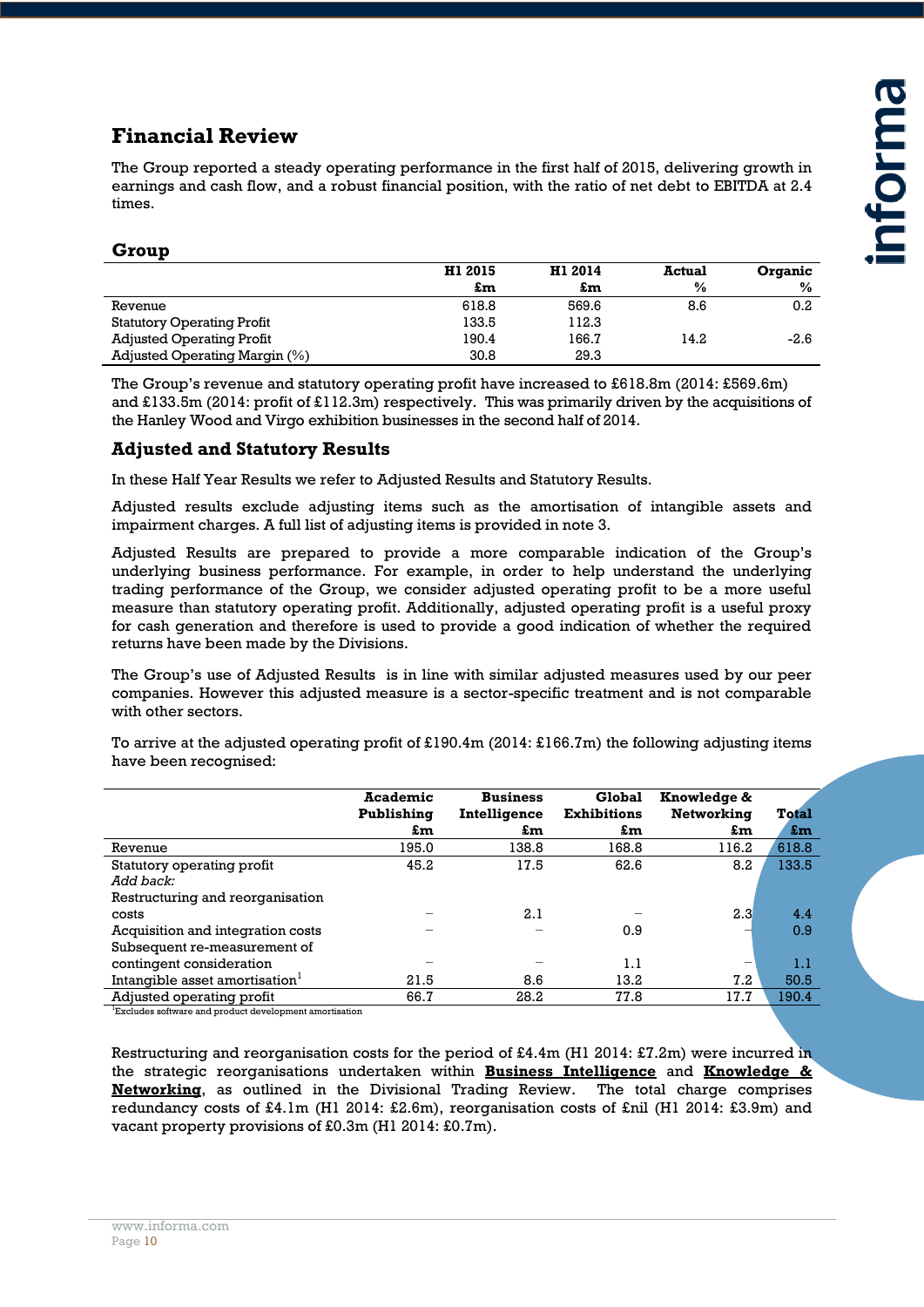## Financial Review

The Group reported a steady operating performance in the first half of 2015, delivering growth in earnings and cash flow, and a robust financial position, with the ratio of net debt to EBITDA at 2.4 times.

### Group

| | H1 2015 £m | H1 2014 £m | Actual % | Organic % |
|---|---|---|---|---|
| Revenue | 618.8 | 569.6 | 8.6 | 0.2 |
| Statutory Operating Profit | 133.5 | 112.3 | | |
| Adjusted Operating Profit | 190.4 | 166.7 | 14.2 | -2.6 |
| Adjusted Operating Margin (%) | 30.8 | 29.3 | | |

The Group's revenue and statutory operating profit have increased to £618.8m (2014: £569.6m) and £133.5m (2014: profit of £112.3m) respectively. This was primarily driven by the acquisitions of the Hanley Wood and Virgo exhibition businesses in the second half of 2014.

### Adjusted and Statutory Results

In these Half Year Results we refer to Adjusted Results and Statutory Results.

Adjusted results exclude adjusting items such as the amortisation of intangible assets and impairment charges. A full list of adjusting items is provided in note 3.

Adjusted Results are prepared to provide a more comparable indication of the Group's underlying business performance. For example, in order to help understand the underlying trading performance of the Group, we consider adjusted operating profit to be a more useful measure than statutory operating profit. Additionally, adjusted operating profit is a useful proxy for cash generation and therefore is used to provide a good indication of whether the required returns have been made by the Divisions.

The Group's use of Adjusted Results is in line with similar adjusted measures used by our peer companies. However this adjusted measure is a sector-specific treatment and is not comparable with other sectors.

To arrive at the adjusted operating profit of £190.4m (2014: £166.7m) the following adjusting items have been recognised:

| | Academic Publishing £m | Business Intelligence £m | Global Exhibitions £m | Knowledge & Networking £m | Total £m |
|---|---|---|---|---|---|
| Revenue | 195.0 | 138.8 | 168.8 | 116.2 | 618.8 |
| Statutory operating profit | 45.2 | 17.5 | 62.6 | 8.2 | 133.5 |
| *Add back:* | | | | | |
| Restructuring and reorganisation costs | – | 2.1 | – | 2.3 | 4.4 |
| Acquisition and integration costs | – | – | 0.9 | – | 0.9 |
| Subsequent re-measurement of contingent consideration | – | – | 1.1 | – | 1.1 |
| Intangible asset amortisation[1] | 21.5 | 8.6 | 13.2 | 7.2 | 50.5 |
| Adjusted operating profit | 66.7 | 28.2 | 77.8 | 17.7 | 190.4 |

[1]Excludes software and product development amortisation

Restructuring and reorganisation costs for the period of £4.4m (H1 2014: £7.2m) were incurred in the strategic reorganisations undertaken within **Business Intelligence** and **Knowledge & Networking**, as outlined in the Divisional Trading Review. The total charge comprises redundancy costs of £4.1m (H1 2014: £2.6m), reorganisation costs of £nil (H1 2014: £3.9m) and vacant property provisions of £0.3m (H1 2014: £0.7m).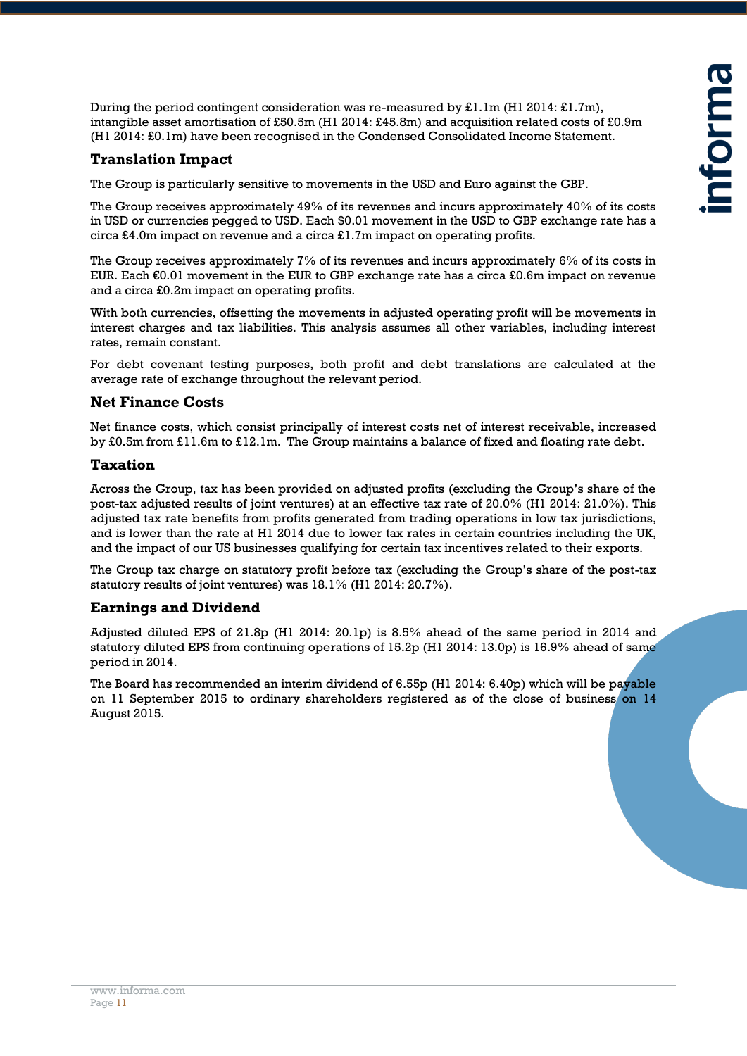During the period contingent consideration was re-measured by £1.1m (H1 2014: £1.7m), intangible asset amortisation of £50.5m (H1 2014: £45.8m) and acquisition related costs of £0.9m (H1 2014: £0.1m) have been recognised in the Condensed Consolidated Income Statement.

## Translation Impact

The Group is particularly sensitive to movements in the USD and Euro against the GBP.

The Group receives approximately 49% of its revenues and incurs approximately 40% of its costs in USD or currencies pegged to USD. Each $0.01 movement in the USD to GBP exchange rate has a circa £4.0m impact on revenue and a circa £1.7m impact on operating profits.

The Group receives approximately 7% of its revenues and incurs approximately 6% of its costs in EUR. Each €0.01 movement in the EUR to GBP exchange rate has a circa £0.6m impact on revenue and a circa £0.2m impact on operating profits.

With both currencies, offsetting the movements in adjusted operating profit will be movements in interest charges and tax liabilities. This analysis assumes all other variables, including interest rates, remain constant.

For debt covenant testing purposes, both profit and debt translations are calculated at the average rate of exchange throughout the relevant period.

## Net Finance Costs

Net finance costs, which consist principally of interest costs net of interest receivable, increased by £0.5m from £11.6m to £12.1m. The Group maintains a balance of fixed and floating rate debt.

## Taxation

Across the Group, tax has been provided on adjusted profits (excluding the Group's share of the post-tax adjusted results of joint ventures) at an effective tax rate of 20.0% (H1 2014: 21.0%). This adjusted tax rate benefits from profits generated from trading operations in low tax jurisdictions, and is lower than the rate at H1 2014 due to lower tax rates in certain countries including the UK, and the impact of our US businesses qualifying for certain tax incentives related to their exports.

The Group tax charge on statutory profit before tax (excluding the Group's share of the post-tax statutory results of joint ventures) was 18.1% (H1 2014: 20.7%).

## Earnings and Dividend

Adjusted diluted EPS of 21.8p (H1 2014: 20.1p) is 8.5% ahead of the same period in 2014 and statutory diluted EPS from continuing operations of 15.2p (H1 2014: 13.0p) is 16.9% ahead of same period in 2014.

The Board has recommended an interim dividend of 6.55p (H1 2014: 6.40p) which will be payable on 11 September 2015 to ordinary shareholders registered as of the close of business on 14 August 2015.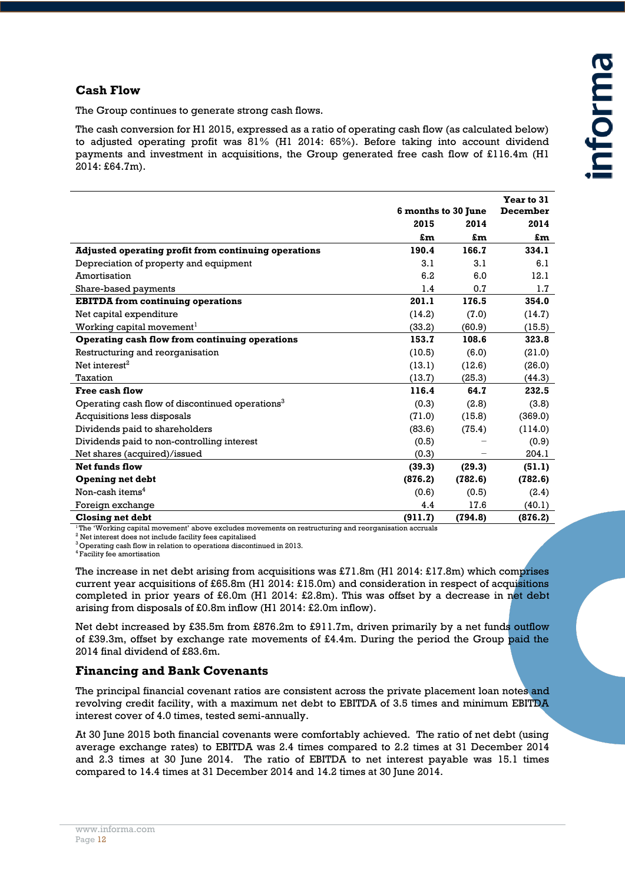## Cash Flow

The Group continues to generate strong cash flows.

The cash conversion for H1 2015, expressed as a ratio of operating cash flow (as calculated below) to adjusted operating profit was 81% (H1 2014: 65%). Before taking into account dividend payments and investment in acquisitions, the Group generated free cash flow of £116.4m (H1 2014: £64.7m).

| | 6 months to 30 June | | Year to 31 December |
|---|---|---|---|
| | 2015 | 2014 | 2014 |
| | £m | £m | £m |
| **Adjusted operating profit from continuing operations** | **190.4** | **166.7** | **334.1** |
| Depreciation of property and equipment | 3.1 | 3.1 | 6.1 |
| Amortisation | 6.2 | 6.0 | 12.1 |
| Share-based payments | 1.4 | 0.7 | 1.7 |
| **EBITDA from continuing operations** | **201.1** | **176.5** | **354.0** |
| Net capital expenditure | (14.2) | (7.0) | (14.7) |
| Working capital movement[1] | (33.2) | (60.9) | (15.5) |
| **Operating cash flow from continuing operations** | **153.7** | **108.6** | **323.8** |
| Restructuring and reorganisation | (10.5) | (6.0) | (21.0) |
| Net interest[2] | (13.1) | (12.6) | (26.0) |
| Taxation | (13.7) | (25.3) | (44.3) |
| **Free cash flow** | **116.4** | **64.7** | **232.5** |
| Operating cash flow of discontinued operations[3] | (0.3) | (2.8) | (3.8) |
| Acquisitions less disposals | (71.0) | (15.8) | (369.0) |
| Dividends paid to shareholders | (83.6) | (75.4) | (114.0) |
| Dividends paid to non-controlling interest | (0.5) | – | (0.9) |
| Net shares (acquired)/issued | (0.3) | – | 204.1 |
| **Net funds flow** | **(39.3)** | **(29.3)** | **(51.1)** |
| **Opening net debt** | **(876.2)** | **(782.6)** | **(782.6)** |
| Non-cash items[4] | (0.6) | (0.5) | (2.4) |
| Foreign exchange | 4.4 | 17.6 | (40.1) |
| **Closing net debt** | **(911.7)** | **(794.8)** | **(876.2)** |

[1] The 'Working capital movement' above excludes movements on restructuring and reorganisation accruals
[2] Net interest does not include facility fees capitalised
[3] Operating cash flow in relation to operations discontinued in 2013.
[4] Facility fee amortisation

The increase in net debt arising from acquisitions was £71.8m (H1 2014: £17.8m) which comprises current year acquisitions of £65.8m (H1 2014: £15.0m) and consideration in respect of acquisitions completed in prior years of £6.0m (H1 2014: £2.8m). This was offset by a decrease in net debt arising from disposals of £0.8m inflow (H1 2014: £2.0m inflow).

Net debt increased by £35.5m from £876.2m to £911.7m, driven primarily by a net funds outflow of £39.3m, offset by exchange rate movements of £4.4m. During the period the Group paid the 2014 final dividend of £83.6m.

## Financing and Bank Covenants

The principal financial covenant ratios are consistent across the private placement loan notes and revolving credit facility, with a maximum net debt to EBITDA of 3.5 times and minimum EBITDA interest cover of 4.0 times, tested semi-annually.

At 30 June 2015 both financial covenants were comfortably achieved. The ratio of net debt (using average exchange rates) to EBITDA was 2.4 times compared to 2.2 times at 31 December 2014 and 2.3 times at 30 June 2014. The ratio of EBITDA to net interest payable was 15.1 times compared to 14.4 times at 31 December 2014 and 14.2 times at 30 June 2014.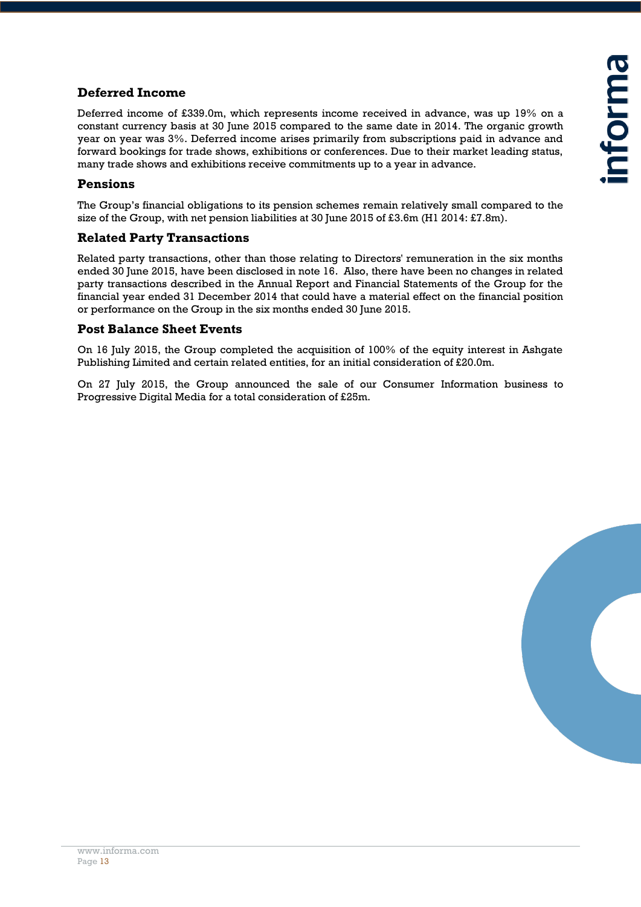## Deferred Income

Deferred income of £339.0m, which represents income received in advance, was up 19% on a constant currency basis at 30 June 2015 compared to the same date in 2014. The organic growth year on year was 3%. Deferred income arises primarily from subscriptions paid in advance and forward bookings for trade shows, exhibitions or conferences. Due to their market leading status, many trade shows and exhibitions receive commitments up to a year in advance.

## Pensions

The Group's financial obligations to its pension schemes remain relatively small compared to the size of the Group, with net pension liabilities at 30 June 2015 of £3.6m (H1 2014: £7.8m).

## Related Party Transactions

Related party transactions, other than those relating to Directors' remuneration in the six months ended 30 June 2015, have been disclosed in note 16. Also, there have been no changes in related party transactions described in the Annual Report and Financial Statements of the Group for the financial year ended 31 December 2014 that could have a material effect on the financial position or performance on the Group in the six months ended 30 June 2015.

## Post Balance Sheet Events

On 16 July 2015, the Group completed the acquisition of 100% of the equity interest in Ashgate Publishing Limited and certain related entities, for an initial consideration of £20.0m.

On 27 July 2015, the Group announced the sale of our Consumer Information business to Progressive Digital Media for a total consideration of £25m.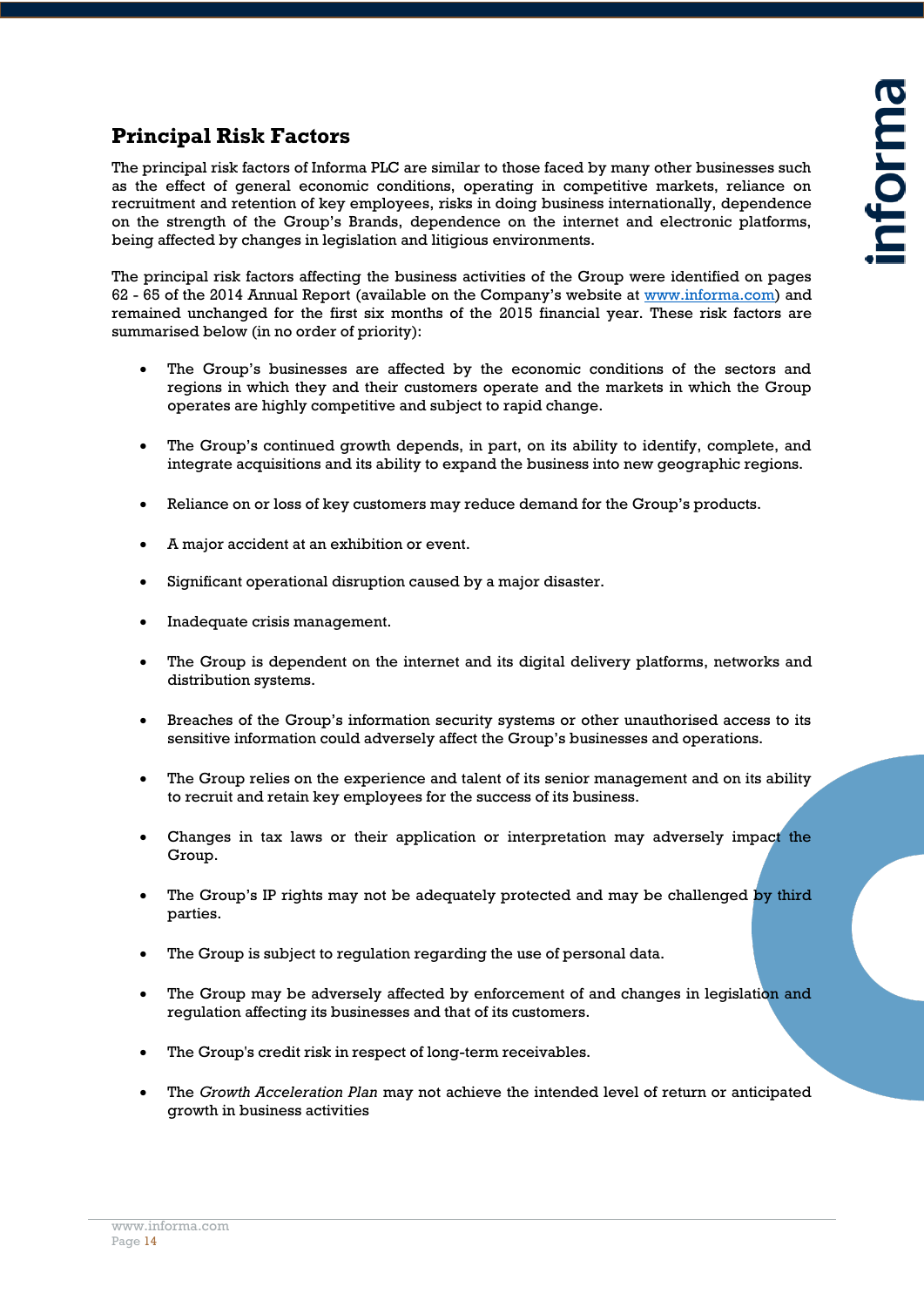## Principal Risk Factors

The principal risk factors of Informa PLC are similar to those faced by many other businesses such as the effect of general economic conditions, operating in competitive markets, reliance on recruitment and retention of key employees, risks in doing business internationally, dependence on the strength of the Group's Brands, dependence on the internet and electronic platforms, being affected by changes in legislation and litigious environments.

The principal risk factors affecting the business activities of the Group were identified on pages 62 - 65 of the 2014 Annual Report (available on the Company's website at www.informa.com) and remained unchanged for the first six months of the 2015 financial year. These risk factors are summarised below (in no order of priority):

- The Group's businesses are affected by the economic conditions of the sectors and regions in which they and their customers operate and the markets in which the Group operates are highly competitive and subject to rapid change.
- The Group's continued growth depends, in part, on its ability to identify, complete, and integrate acquisitions and its ability to expand the business into new geographic regions.
- Reliance on or loss of key customers may reduce demand for the Group's products.
- A major accident at an exhibition or event.
- Significant operational disruption caused by a major disaster.
- Inadequate crisis management.
- The Group is dependent on the internet and its digital delivery platforms, networks and distribution systems.
- Breaches of the Group's information security systems or other unauthorised access to its sensitive information could adversely affect the Group's businesses and operations.
- The Group relies on the experience and talent of its senior management and on its ability to recruit and retain key employees for the success of its business.
- Changes in tax laws or their application or interpretation may adversely impact the Group.
- The Group's IP rights may not be adequately protected and may be challenged by third parties.
- The Group is subject to regulation regarding the use of personal data.
- The Group may be adversely affected by enforcement of and changes in legislation and regulation affecting its businesses and that of its customers.
- The Group's credit risk in respect of long-term receivables.
- The *Growth Acceleration Plan* may not achieve the intended level of return or anticipated growth in business activities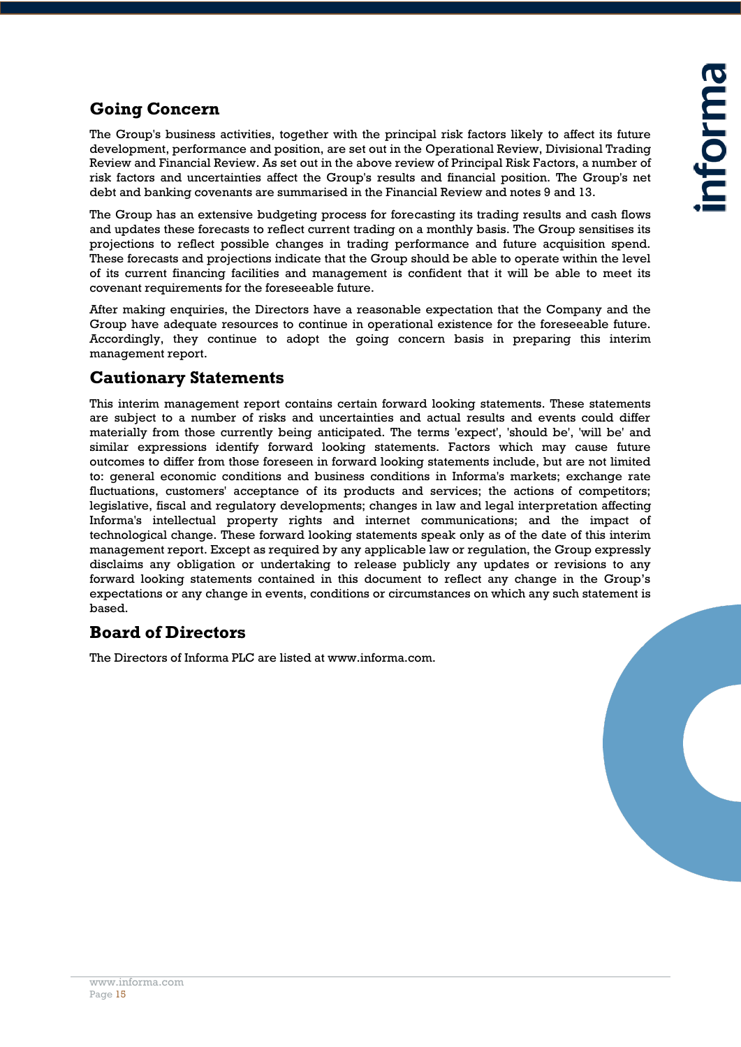## Going Concern

The Group's business activities, together with the principal risk factors likely to affect its future development, performance and position, are set out in the Operational Review, Divisional Trading Review and Financial Review. As set out in the above review of Principal Risk Factors, a number of risk factors and uncertainties affect the Group's results and financial position. The Group's net debt and banking covenants are summarised in the Financial Review and notes 9 and 13.

The Group has an extensive budgeting process for forecasting its trading results and cash flows and updates these forecasts to reflect current trading on a monthly basis. The Group sensitises its projections to reflect possible changes in trading performance and future acquisition spend. These forecasts and projections indicate that the Group should be able to operate within the level of its current financing facilities and management is confident that it will be able to meet its covenant requirements for the foreseeable future.

After making enquiries, the Directors have a reasonable expectation that the Company and the Group have adequate resources to continue in operational existence for the foreseeable future. Accordingly, they continue to adopt the going concern basis in preparing this interim management report.

## Cautionary Statements

This interim management report contains certain forward looking statements. These statements are subject to a number of risks and uncertainties and actual results and events could differ materially from those currently being anticipated. The terms 'expect', 'should be', 'will be' and similar expressions identify forward looking statements. Factors which may cause future outcomes to differ from those foreseen in forward looking statements include, but are not limited to: general economic conditions and business conditions in Informa's markets; exchange rate fluctuations, customers' acceptance of its products and services; the actions of competitors; legislative, fiscal and regulatory developments; changes in law and legal interpretation affecting Informa's intellectual property rights and internet communications; and the impact of technological change. These forward looking statements speak only as of the date of this interim management report. Except as required by any applicable law or regulation, the Group expressly disclaims any obligation or undertaking to release publicly any updates or revisions to any forward looking statements contained in this document to reflect any change in the Group's expectations or any change in events, conditions or circumstances on which any such statement is based.

## Board of Directors

The Directors of Informa PLC are listed at www.informa.com.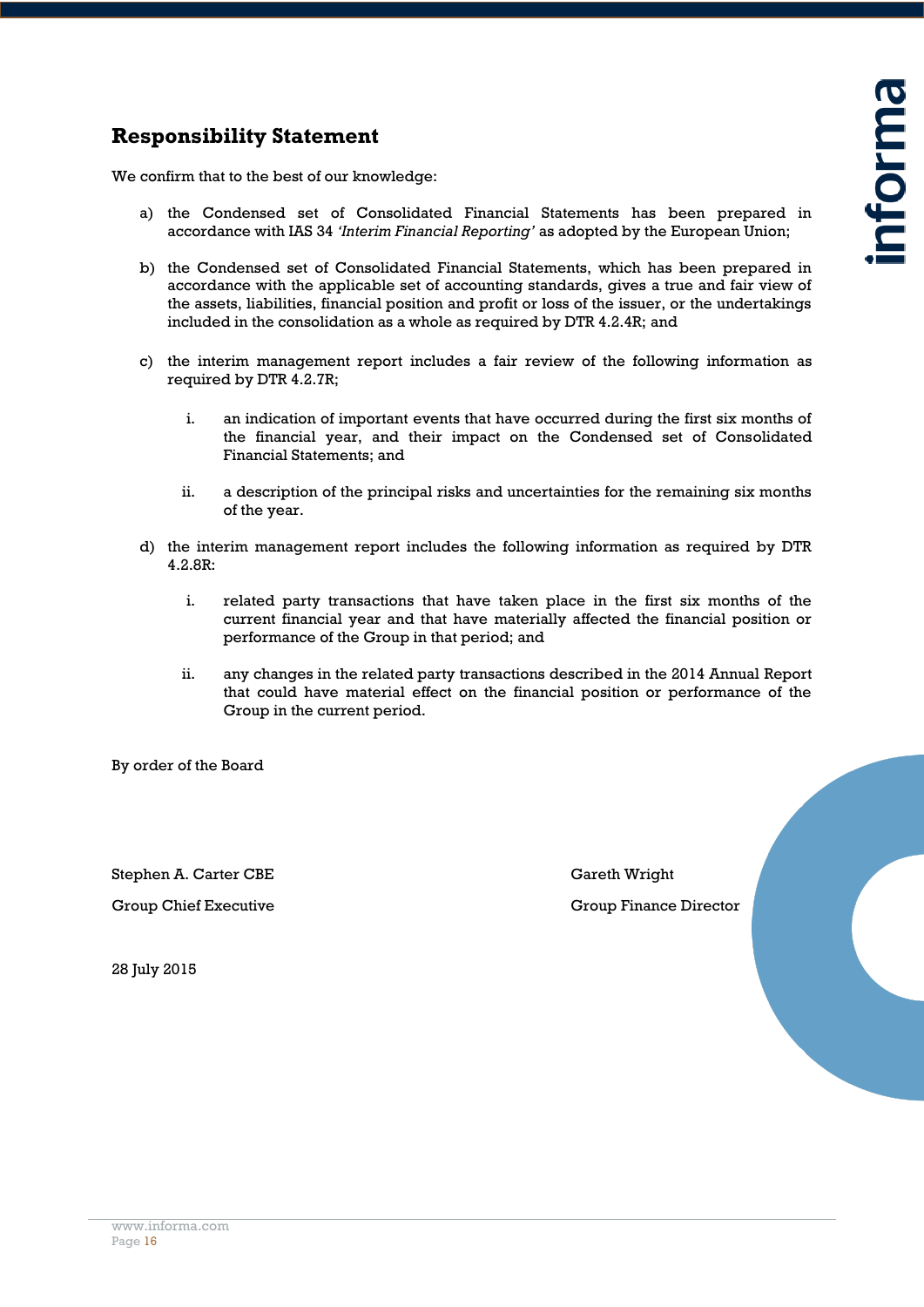## Responsibility Statement

We confirm that to the best of our knowledge:

a) the Condensed set of Consolidated Financial Statements has been prepared in accordance with IAS 34 *'Interim Financial Reporting'* as adopted by the European Union;

b) the Condensed set of Consolidated Financial Statements, which has been prepared in accordance with the applicable set of accounting standards, gives a true and fair view of the assets, liabilities, financial position and profit or loss of the issuer, or the undertakings included in the consolidation as a whole as required by DTR 4.2.4R; and

c) the interim management report includes a fair review of the following information as required by DTR 4.2.7R;

   i. an indication of important events that have occurred during the first six months of the financial year, and their impact on the Condensed set of Consolidated Financial Statements; and

   ii. a description of the principal risks and uncertainties for the remaining six months of the year.

d) the interim management report includes the following information as required by DTR 4.2.8R:

   i. related party transactions that have taken place in the first six months of the current financial year and that have materially affected the financial position or performance of the Group in that period; and

   ii. any changes in the related party transactions described in the 2014 Annual Report that could have material effect on the financial position or performance of the Group in the current period.

By order of the Board

Stephen A. Carter CBE
Group Chief Executive

Gareth Wright
Group Finance Director

28 July 2015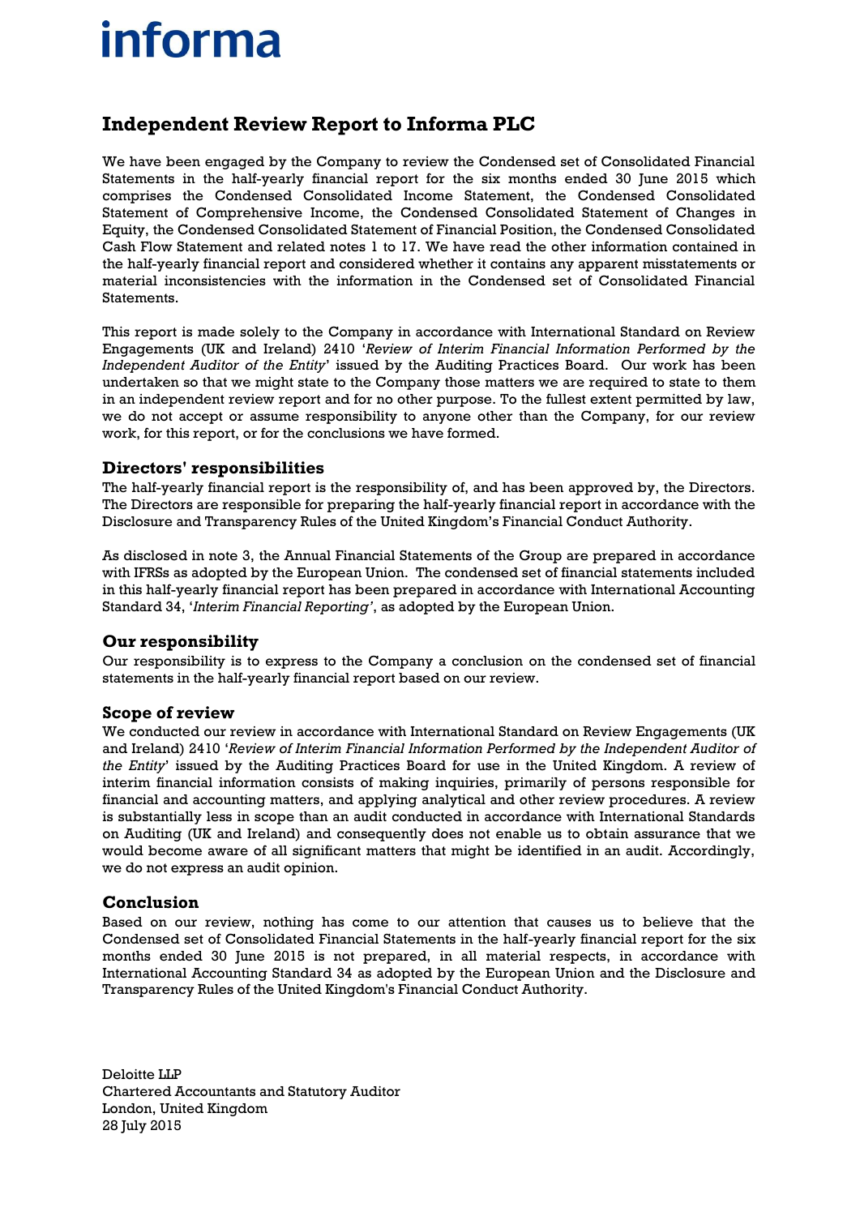informa

# Independent Review Report to Informa PLC

We have been engaged by the Company to review the Condensed set of Consolidated Financial Statements in the half-yearly financial report for the six months ended 30 June 2015 which comprises the Condensed Consolidated Income Statement, the Condensed Consolidated Statement of Comprehensive Income, the Condensed Consolidated Statement of Changes in Equity, the Condensed Consolidated Statement of Financial Position, the Condensed Consolidated Cash Flow Statement and related notes 1 to 17. We have read the other information contained in the half-yearly financial report and considered whether it contains any apparent misstatements or material inconsistencies with the information in the Condensed set of Consolidated Financial Statements.

This report is made solely to the Company in accordance with International Standard on Review Engagements (UK and Ireland) 2410 '*Review of Interim Financial Information Performed by the Independent Auditor of the Entity*' issued by the Auditing Practices Board. Our work has been undertaken so that we might state to the Company those matters we are required to state to them in an independent review report and for no other purpose. To the fullest extent permitted by law, we do not accept or assume responsibility to anyone other than the Company, for our review work, for this report, or for the conclusions we have formed.

## Directors' responsibilities

The half-yearly financial report is the responsibility of, and has been approved by, the Directors. The Directors are responsible for preparing the half-yearly financial report in accordance with the Disclosure and Transparency Rules of the United Kingdom's Financial Conduct Authority.

As disclosed in note 3, the Annual Financial Statements of the Group are prepared in accordance with IFRSs as adopted by the European Union. The condensed set of financial statements included in this half-yearly financial report has been prepared in accordance with International Accounting Standard 34, '*Interim Financial Reporting'*, as adopted by the European Union.

## Our responsibility

Our responsibility is to express to the Company a conclusion on the condensed set of financial statements in the half-yearly financial report based on our review.

## Scope of review

We conducted our review in accordance with International Standard on Review Engagements (UK and Ireland) 2410 '*Review of Interim Financial Information Performed by the Independent Auditor of the Entity*' issued by the Auditing Practices Board for use in the United Kingdom. A review of interim financial information consists of making inquiries, primarily of persons responsible for financial and accounting matters, and applying analytical and other review procedures. A review is substantially less in scope than an audit conducted in accordance with International Standards on Auditing (UK and Ireland) and consequently does not enable us to obtain assurance that we would become aware of all significant matters that might be identified in an audit. Accordingly, we do not express an audit opinion.

## Conclusion

Based on our review, nothing has come to our attention that causes us to believe that the Condensed set of Consolidated Financial Statements in the half-yearly financial report for the six months ended 30 June 2015 is not prepared, in all material respects, in accordance with International Accounting Standard 34 as adopted by the European Union and the Disclosure and Transparency Rules of the United Kingdom's Financial Conduct Authority.

Deloitte LLP
Chartered Accountants and Statutory Auditor
London, United Kingdom
28 July 2015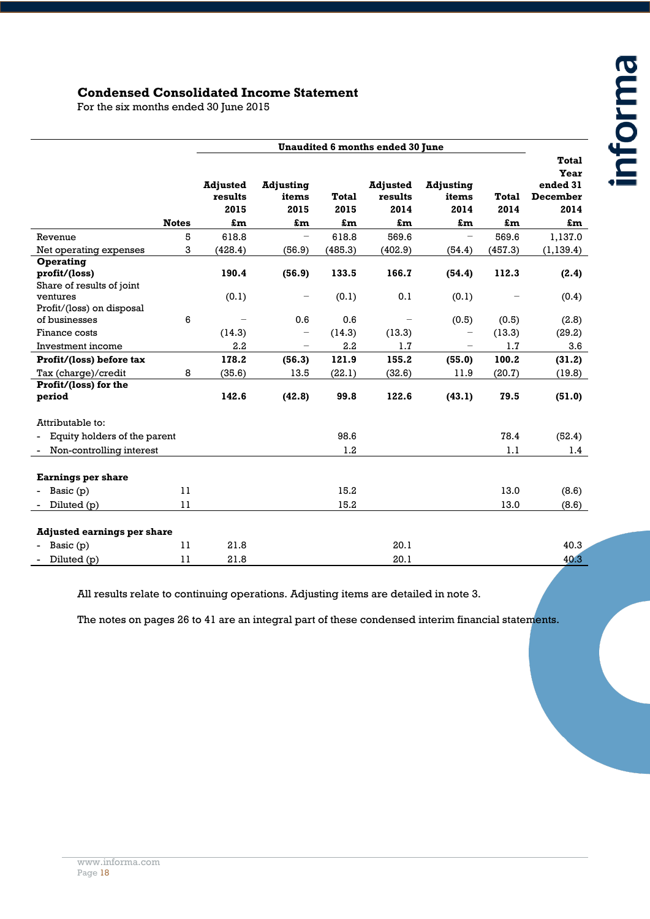## Condensed Consolidated Income Statement

For the six months ended 30 June 2015

| | Notes | Unaudited 6 months ended 30 June | | | | | | Total Year ended 31 December 2014 |
|---|---|---|---|---|---|---|---|---|
| | | Adjusted results 2015 | Adjusting items 2015 | Total 2015 | Adjusted results 2014 | Adjusting items 2014 | Total 2014 | |
| | | £m | £m | £m | £m | £m | £m | £m |
| Revenue | 5 | 618.8 | – | 618.8 | 569.6 | – | 569.6 | 1,137.0 |
| Net operating expenses | 3 | (428.4) | (56.9) | (485.3) | (402.9) | (54.4) | (457.3) | (1,139.4) |
| **Operating profit/(loss)** | | **190.4** | **(56.9)** | **133.5** | **166.7** | **(54.4)** | **112.3** | **(2.4)** |
| Share of results of joint ventures | | (0.1) | – | (0.1) | 0.1 | (0.1) | – | (0.4) |
| Profit/(loss) on disposal of businesses | 6 | – | 0.6 | 0.6 | – | (0.5) | (0.5) | (2.8) |
| Finance costs | | (14.3) | – | (14.3) | (13.3) | – | (13.3) | (29.2) |
| Investment income | | 2.2 | – | 2.2 | 1.7 | – | 1.7 | 3.6 |
| **Profit/(loss) before tax** | | **178.2** | **(56.3)** | **121.9** | **155.2** | **(55.0)** | **100.2** | **(31.2)** |
| Tax (charge)/credit | 8 | (35.6) | 13.5 | (22.1) | (32.6) | 11.9 | (20.7) | (19.8) |
| **Profit/(loss) for the period** | | **142.6** | **(42.8)** | **99.8** | **122.6** | **(43.1)** | **79.5** | **(51.0)** |
| | | | | | | | | |
| Attributable to: | | | | | | | | |
| - Equity holders of the parent | | | | 98.6 | | | 78.4 | (52.4) |
| - Non-controlling interest | | | | 1.2 | | | 1.1 | 1.4 |
| | | | | | | | | |
| **Earnings per share** | | | | | | | | |
| - Basic (p) | 11 | | | 15.2 | | | 13.0 | (8.6) |
| - Diluted (p) | 11 | | | 15.2 | | | 13.0 | (8.6) |
| | | | | | | | | |
| **Adjusted earnings per share** | | | | | | | | |
| - Basic (p) | 11 | 21.8 | | | 20.1 | | | 40.3 |
| - Diluted (p) | 11 | 21.8 | | | 20.1 | | | 40.3 |

All results relate to continuing operations. Adjusting items are detailed in note 3.

The notes on pages 26 to 41 are an integral part of these condensed interim financial statements.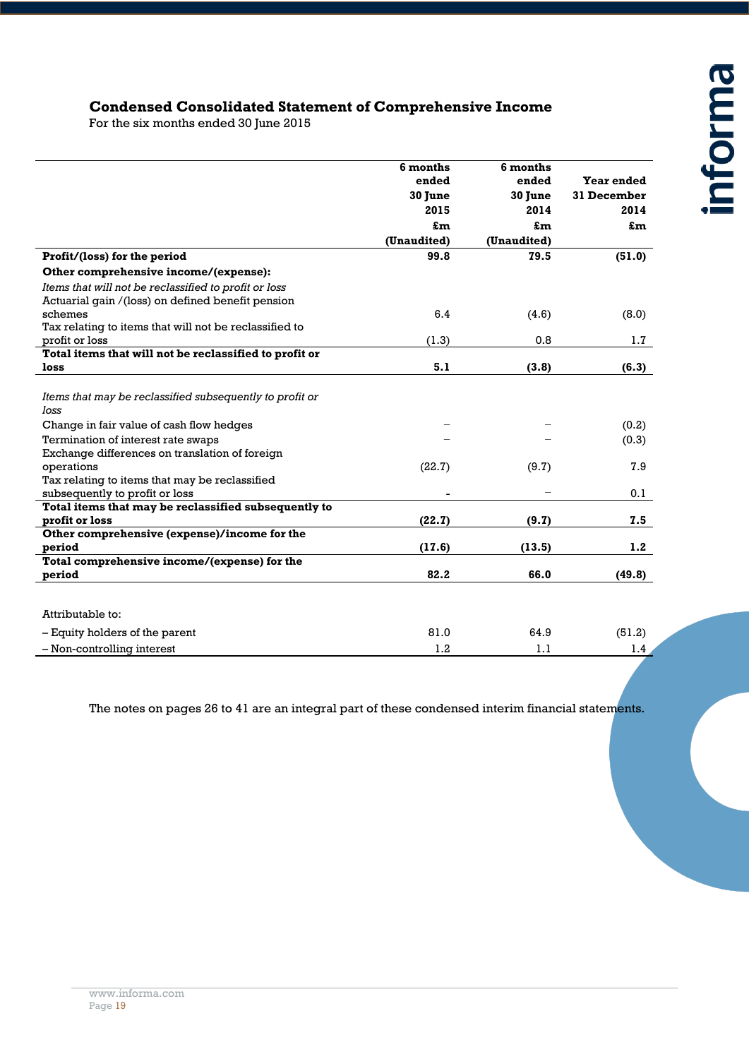# Condensed Consolidated Statement of Comprehensive Income

For the six months ended 30 June 2015

| | 6 months ended 30 June 2015 £m (Unaudited) | 6 months ended 30 June 2014 £m (Unaudited) | Year ended 31 December 2014 £m |
|---|---|---|---|
| **Profit/(loss) for the period** | **99.8** | **79.5** | **(51.0)** |
| **Other comprehensive income/(expense):** | | | |
| *Items that will not be reclassified to profit or loss* | | | |
| Actuarial gain /(loss) on defined benefit pension schemes | 6.4 | (4.6) | (8.0) |
| Tax relating to items that will not be reclassified to profit or loss | (1.3) | 0.8 | 1.7 |
| **Total items that will not be reclassified to profit or loss** | **5.1** | **(3.8)** | **(6.3)** |
| *Items that may be reclassified subsequently to profit or loss* | | | |
| Change in fair value of cash flow hedges | – | – | (0.2) |
| Termination of interest rate swaps | – | – | (0.3) |
| Exchange differences on translation of foreign operations | (22.7) | (9.7) | 7.9 |
| Tax relating to items that may be reclassified subsequently to profit or loss | - | – | 0.1 |
| **Total items that may be reclassified subsequently to profit or loss** | **(22.7)** | **(9.7)** | **7.5** |
| **Other comprehensive (expense)/income for the period** | **(17.6)** | **(13.5)** | **1.2** |
| **Total comprehensive income/(expense) for the period** | **82.2** | **66.0** | **(49.8)** |
| Attributable to: | | | |
| – Equity holders of the parent | 81.0 | 64.9 | (51.2) |
| – Non-controlling interest | 1.2 | 1.1 | 1.4 |

The notes on pages 26 to 41 are an integral part of these condensed interim financial statements.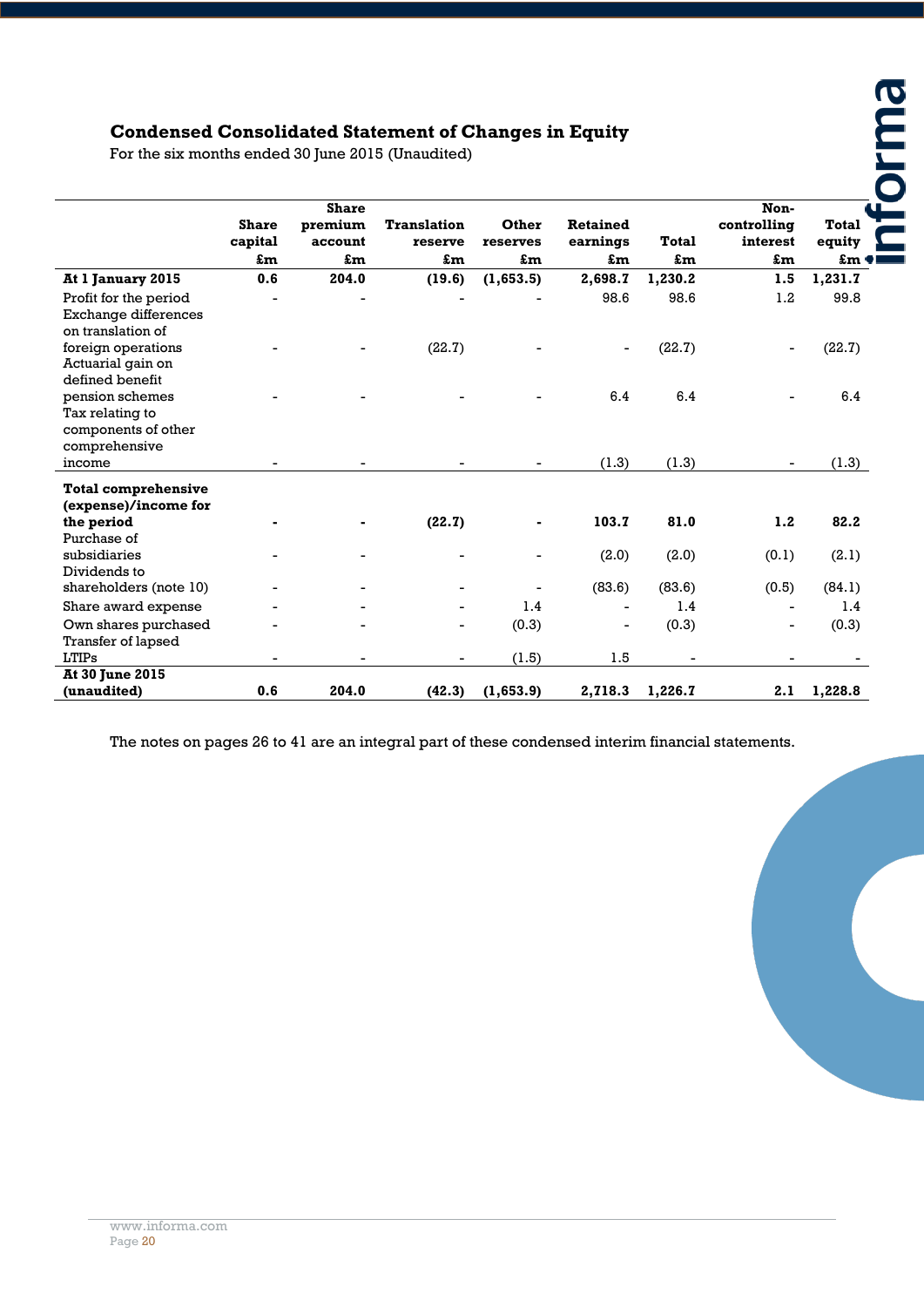## Condensed Consolidated Statement of Changes in Equity

For the six months ended 30 June 2015 (Unaudited)

| | Share capital £m | Share premium account £m | Translation reserve £m | Other reserves £m | Retained earnings £m | Total £m | Non-controlling interest £m | Total equity £m |
|---|---|---|---|---|---|---|---|---|
| **At 1 January 2015** | **0.6** | **204.0** | **(19.6)** | **(1,653.5)** | **2,698.7** | **1,230.2** | **1.5** | **1,231.7** |
| Profit for the period | - | - | - | - | 98.6 | 98.6 | 1.2 | 99.8 |
| Exchange differences on translation of foreign operations | - | - | (22.7) | - | - | (22.7) | - | (22.7) |
| Actuarial gain on defined benefit pension schemes | - | - | - | - | 6.4 | 6.4 | - | 6.4 |
| Tax relating to components of other comprehensive income | - | - | - | - | (1.3) | (1.3) | - | (1.3) |
| **Total comprehensive (expense)/income for the period** | **-** | **-** | **(22.7)** | **-** | **103.7** | **81.0** | **1.2** | **82.2** |
| Purchase of subsidiaries | - | - | - | - | (2.0) | (2.0) | (0.1) | (2.1) |
| Dividends to shareholders (note 10) | - | - | - | - | (83.6) | (83.6) | (0.5) | (84.1) |
| Share award expense | - | - | - | 1.4 | - | 1.4 | - | 1.4 |
| Own shares purchased | - | - | - | (0.3) | - | (0.3) | - | (0.3) |
| Transfer of lapsed LTIPs | - | - | - | (1.5) | 1.5 | - | - | - |
| **At 30 June 2015 (unaudited)** | **0.6** | **204.0** | **(42.3)** | **(1,653.9)** | **2,718.3** | **1,226.7** | **2.1** | **1,228.8** |

The notes on pages 26 to 41 are an integral part of these condensed interim financial statements.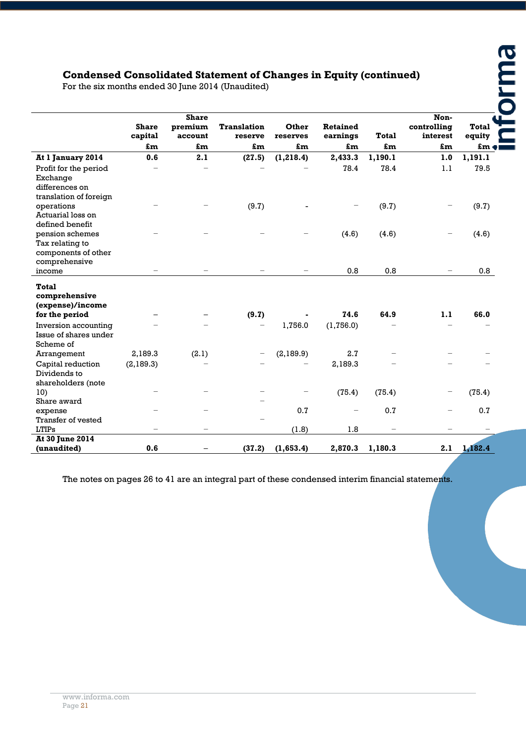## Condensed Consolidated Statement of Changes in Equity (continued)

For the six months ended 30 June 2014 (Unaudited)

| | Share capital | Share premium account | Translation reserve | Other reserves | Retained earnings | Total | Non-controlling interest | Total equity |
|---|---|---|---|---|---|---|---|---|
| | £m | £m | £m | £m | £m | £m | £m | £m |
| **At 1 January 2014** | **0.6** | **2.1** | **(27.5)** | **(1,218.4)** | **2,433.3** | **1,190.1** | **1.0** | **1,191.1** |
| Profit for the period | – | – | – | – | 78.4 | 78.4 | 1.1 | 79.5 |
| Exchange differences on translation of foreign operations | – | – | (9.7) | - | – | (9.7) | – | (9.7) |
| Actuarial loss on defined benefit pension schemes | – | – | – | – | (4.6) | (4.6) | – | (4.6) |
| Tax relating to components of other comprehensive income | – | – | – | – | 0.8 | 0.8 | – | 0.8 |
| **Total comprehensive (expense)/income for the period** | **–** | **–** | **(9.7)** | **-** | **74.6** | **64.9** | **1.1** | **66.0** |
| Inversion accounting | – | – | – | 1,756.0 | (1,756.0) | – | – | – |
| Issue of shares under Scheme of Arrangement | 2,189.3 | (2.1) | – | (2,189.9) | 2.7 | – | – | – |
| Capital reduction | (2,189.3) | – | – | – | 2,189.3 | – | – | – |
| Dividends to shareholders (note 10) | – | – | – | – | (75.4) | (75.4) | – | (75.4) |
| Share award expense | – | – | – | 0.7 | – | 0.7 | – | 0.7 |
| Transfer of vested LTIPs | – | – | – | (1.8) | 1.8 | – | – | – |
| **At 30 June 2014 (unaudited)** | **0.6** | **–** | **(37.2)** | **(1,653.4)** | **2,870.3** | **1,180.3** | **2.1** | **1,182.4** |

The notes on pages 26 to 41 are an integral part of these condensed interim financial statements.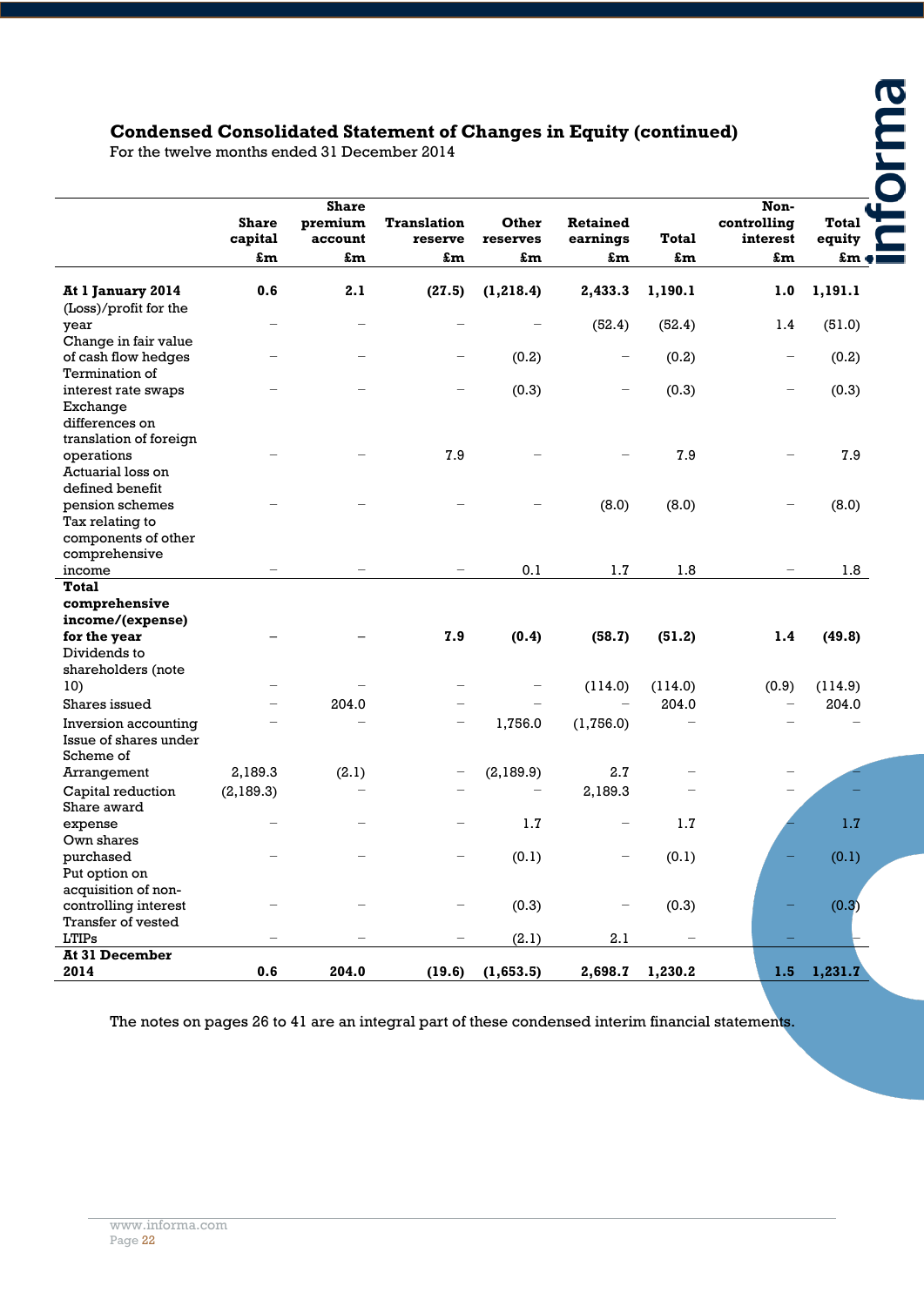## Condensed Consolidated Statement of Changes in Equity (continued)

For the twelve months ended 31 December 2014

| | Share capital £m | Share premium account £m | Translation reserve £m | Other reserves £m | Retained earnings £m | Total £m | Non-controlling interest £m | Total equity £m |
|---|---|---|---|---|---|---|---|---|
| **At 1 January 2014** | **0.6** | **2.1** | **(27.5)** | **(1,218.4)** | **2,433.3** | **1,190.1** | **1.0** | **1,191.1** |
| (Loss)/profit for the year | – | – | – | – | (52.4) | (52.4) | 1.4 | (51.0) |
| Change in fair value of cash flow hedges | – | – | – | (0.2) | – | (0.2) | – | (0.2) |
| Termination of interest rate swaps | – | – | – | (0.3) | – | (0.3) | – | (0.3) |
| Exchange differences on translation of foreign operations | – | – | 7.9 | – | – | 7.9 | – | 7.9 |
| Actuarial loss on defined benefit pension schemes | – | – | – | – | (8.0) | (8.0) | – | (8.0) |
| Tax relating to components of other comprehensive income | – | – | – | 0.1 | 1.7 | 1.8 | – | 1.8 |
| **Total comprehensive income/(expense) for the year** | **–** | **–** | **7.9** | **(0.4)** | **(58.7)** | **(51.2)** | **1.4** | **(49.8)** |
| Dividends to shareholders (note 10) | – | – | – | – | (114.0) | (114.0) | (0.9) | (114.9) |
| Shares issued | – | 204.0 | – | – | – | 204.0 | – | 204.0 |
| Inversion accounting | – | – | – | 1,756.0 | (1,756.0) | – | – | – |
| Issue of shares under Scheme of Arrangement | 2,189.3 | (2.1) | – | (2,189.9) | 2.7 | – | – | – |
| Capital reduction | (2,189.3) | – | – | – | 2,189.3 | – | – | – |
| Share award expense | – | – | – | 1.7 | – | 1.7 | – | 1.7 |
| Own shares purchased | – | – | – | (0.1) | – | (0.1) | – | (0.1) |
| Put option on acquisition of non-controlling interest | – | – | – | (0.3) | – | (0.3) | – | (0.3) |
| Transfer of vested LTIPs | – | – | – | (2.1) | 2.1 | – | – | – |
| **At 31 December 2014** | **0.6** | **204.0** | **(19.6)** | **(1,653.5)** | **2,698.7** | **1,230.2** | **1.5** | **1,231.7** |

The notes on pages 26 to 41 are an integral part of these condensed interim financial statements.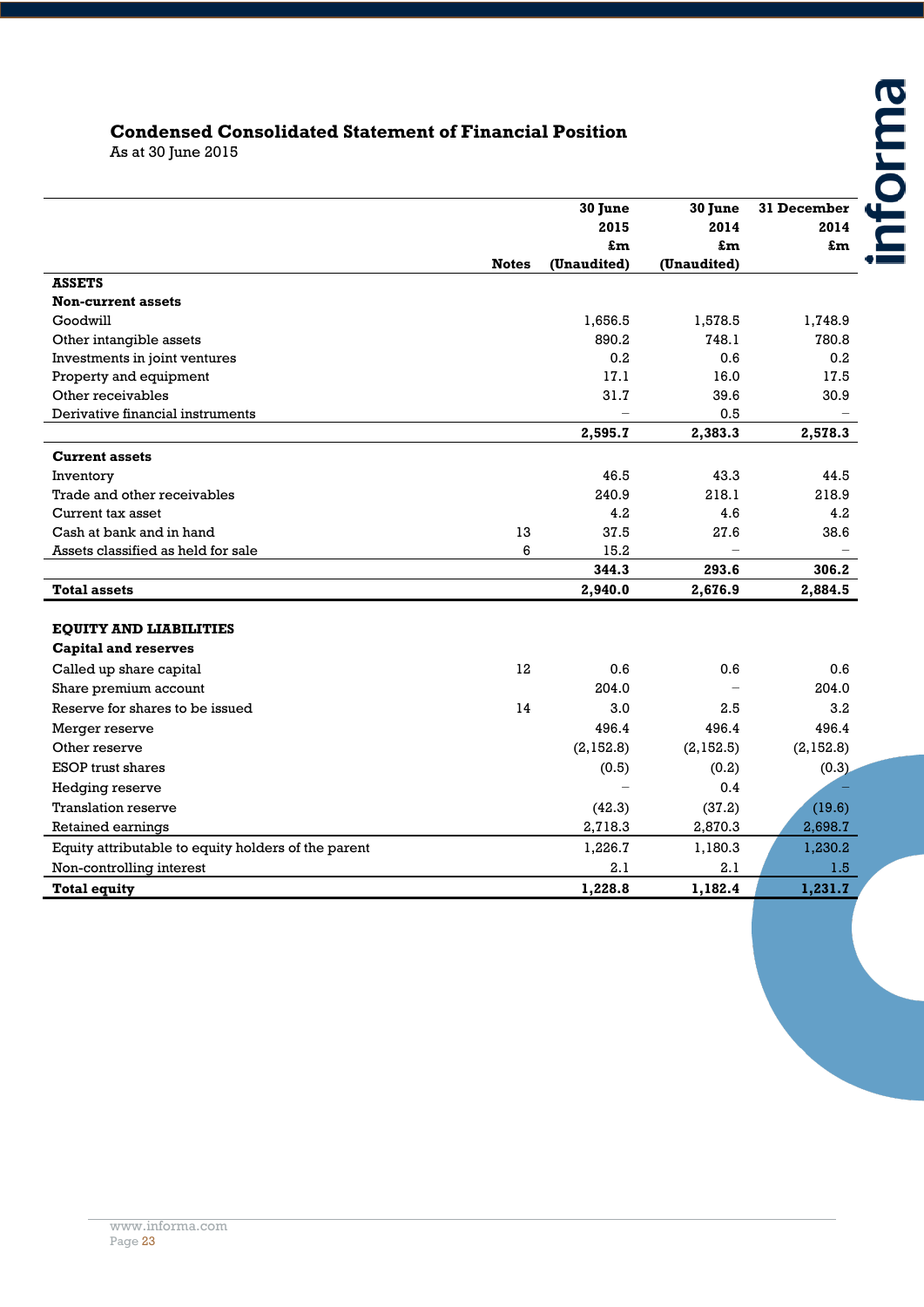## Condensed Consolidated Statement of Financial Position

As at 30 June 2015

| | Notes | 30 June 2015 £m (Unaudited) | 30 June 2014 £m (Unaudited) | 31 December 2014 £m |
|---|---|---|---|---|
| **ASSETS** | | | | |
| **Non-current assets** | | | | |
| Goodwill | | 1,656.5 | 1,578.5 | 1,748.9 |
| Other intangible assets | | 890.2 | 748.1 | 780.8 |
| Investments in joint ventures | | 0.2 | 0.6 | 0.2 |
| Property and equipment | | 17.1 | 16.0 | 17.5 |
| Other receivables | | 31.7 | 39.6 | 30.9 |
| Derivative financial instruments | | – | 0.5 | – |
| | | **2,595.7** | **2,383.3** | **2,578.3** |
| **Current assets** | | | | |
| Inventory | | 46.5 | 43.3 | 44.5 |
| Trade and other receivables | | 240.9 | 218.1 | 218.9 |
| Current tax asset | | 4.2 | 4.6 | 4.2 |
| Cash at bank and in hand | 13 | 37.5 | 27.6 | 38.6 |
| Assets classified as held for sale | 6 | 15.2 | – | – |
| | | **344.3** | **293.6** | **306.2** |
| **Total assets** | | **2,940.0** | **2,676.9** | **2,884.5** |
| **EQUITY AND LIABILITIES** | | | | |
| **Capital and reserves** | | | | |
| Called up share capital | 12 | 0.6 | 0.6 | 0.6 |
| Share premium account | | 204.0 | – | 204.0 |
| Reserve for shares to be issued | 14 | 3.0 | 2.5 | 3.2 |
| Merger reserve | | 496.4 | 496.4 | 496.4 |
| Other reserve | | (2,152.8) | (2,152.5) | (2,152.8) |
| ESOP trust shares | | (0.5) | (0.2) | (0.3) |
| Hedging reserve | | – | 0.4 | – |
| Translation reserve | | (42.3) | (37.2) | (19.6) |
| Retained earnings | | 2,718.3 | 2,870.3 | 2,698.7 |
| Equity attributable to equity holders of the parent | | 1,226.7 | 1,180.3 | 1,230.2 |
| Non-controlling interest | | 2.1 | 2.1 | 1.5 |
| **Total equity** | | **1,228.8** | **1,182.4** | **1,231.7** |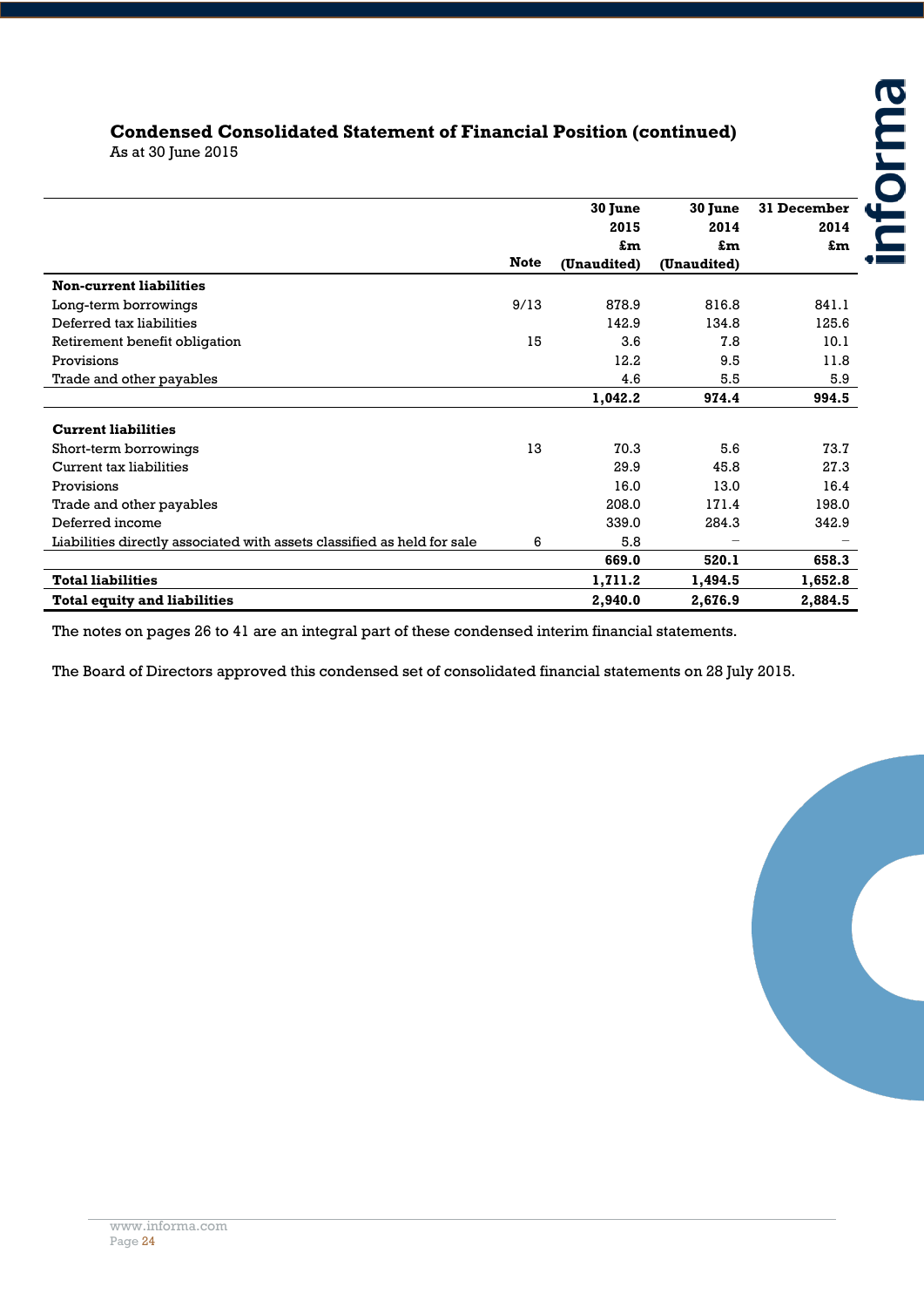## Condensed Consolidated Statement of Financial Position (continued)

As at 30 June 2015

| | Note | 30 June 2015 £m (Unaudited) | 30 June 2014 £m (Unaudited) | 31 December 2014 £m |
|---|---|---|---|---|
| **Non-current liabilities** | | | | |
| Long-term borrowings | 9/13 | 878.9 | 816.8 | 841.1 |
| Deferred tax liabilities | | 142.9 | 134.8 | 125.6 |
| Retirement benefit obligation | 15 | 3.6 | 7.8 | 10.1 |
| Provisions | | 12.2 | 9.5 | 11.8 |
| Trade and other payables | | 4.6 | 5.5 | 5.9 |
| | | **1,042.2** | **974.4** | **994.5** |
| **Current liabilities** | | | | |
| Short-term borrowings | 13 | 70.3 | 5.6 | 73.7 |
| Current tax liabilities | | 29.9 | 45.8 | 27.3 |
| Provisions | | 16.0 | 13.0 | 16.4 |
| Trade and other payables | | 208.0 | 171.4 | 198.0 |
| Deferred income | | 339.0 | 284.3 | 342.9 |
| Liabilities directly associated with assets classified as held for sale | 6 | 5.8 | – | – |
| | | **669.0** | **520.1** | **658.3** |
| **Total liabilities** | | **1,711.2** | **1,494.5** | **1,652.8** |
| **Total equity and liabilities** | | **2,940.0** | **2,676.9** | **2,884.5** |

The notes on pages 26 to 41 are an integral part of these condensed interim financial statements.

The Board of Directors approved this condensed set of consolidated financial statements on 28 July 2015.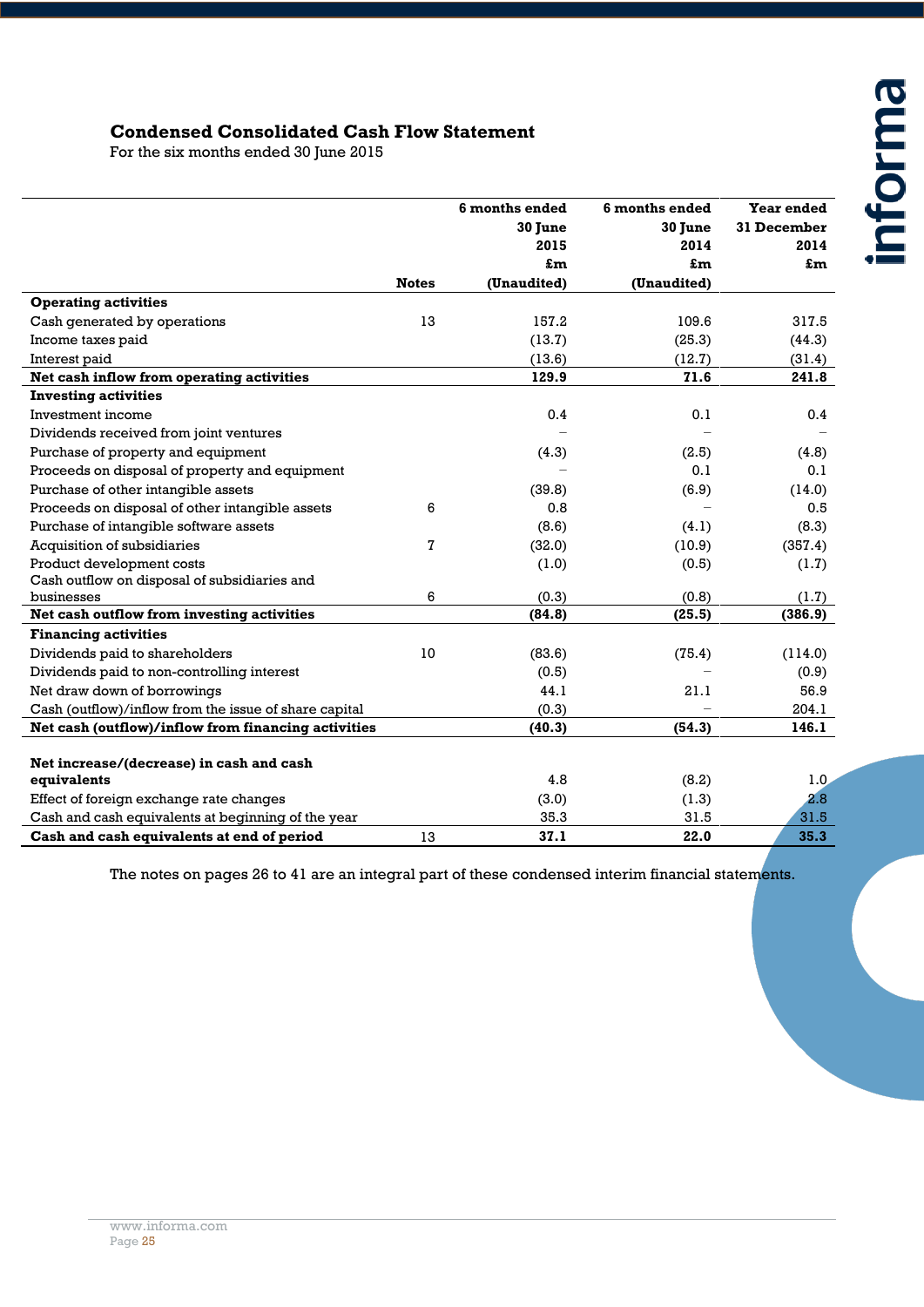## Condensed Consolidated Cash Flow Statement

For the six months ended 30 June 2015

| | Notes | 6 months ended 30 June 2015 £m (Unaudited) | 6 months ended 30 June 2014 £m (Unaudited) | Year ended 31 December 2014 £m |
|---|---|---|---|---|
| **Operating activities** | | | | |
| Cash generated by operations | 13 | 157.2 | 109.6 | 317.5 |
| Income taxes paid | | (13.7) | (25.3) | (44.3) |
| Interest paid | | (13.6) | (12.7) | (31.4) |
| **Net cash inflow from operating activities** | | **129.9** | **71.6** | **241.8** |
| **Investing activities** | | | | |
| Investment income | | 0.4 | 0.1 | 0.4 |
| Dividends received from joint ventures | | – | – | – |
| Purchase of property and equipment | | (4.3) | (2.5) | (4.8) |
| Proceeds on disposal of property and equipment | | – | 0.1 | 0.1 |
| Purchase of other intangible assets | | (39.8) | (6.9) | (14.0) |
| Proceeds on disposal of other intangible assets | 6 | 0.8 | – | 0.5 |
| Purchase of intangible software assets | | (8.6) | (4.1) | (8.3) |
| Acquisition of subsidiaries | 7 | (32.0) | (10.9) | (357.4) |
| Product development costs | | (1.0) | (0.5) | (1.7) |
| Cash outflow on disposal of subsidiaries and businesses | 6 | (0.3) | (0.8) | (1.7) |
| **Net cash outflow from investing activities** | | **(84.8)** | **(25.5)** | **(386.9)** |
| **Financing activities** | | | | |
| Dividends paid to shareholders | 10 | (83.6) | (75.4) | (114.0) |
| Dividends paid to non-controlling interest | | (0.5) | – | (0.9) |
| Net draw down of borrowings | | 44.1 | 21.1 | 56.9 |
| Cash (outflow)/inflow from the issue of share capital | | (0.3) | – | 204.1 |
| **Net cash (outflow)/inflow from financing activities** | | **(40.3)** | **(54.3)** | **146.1** |
| | | | | |
| **Net increase/(decrease) in cash and cash equivalents** | | 4.8 | (8.2) | 1.0 |
| Effect of foreign exchange rate changes | | (3.0) | (1.3) | 2.8 |
| Cash and cash equivalents at beginning of the year | | 35.3 | 31.5 | 31.5 |
| **Cash and cash equivalents at end of period** | 13 | **37.1** | **22.0** | **35.3** |

The notes on pages 26 to 41 are an integral part of these condensed interim financial statements.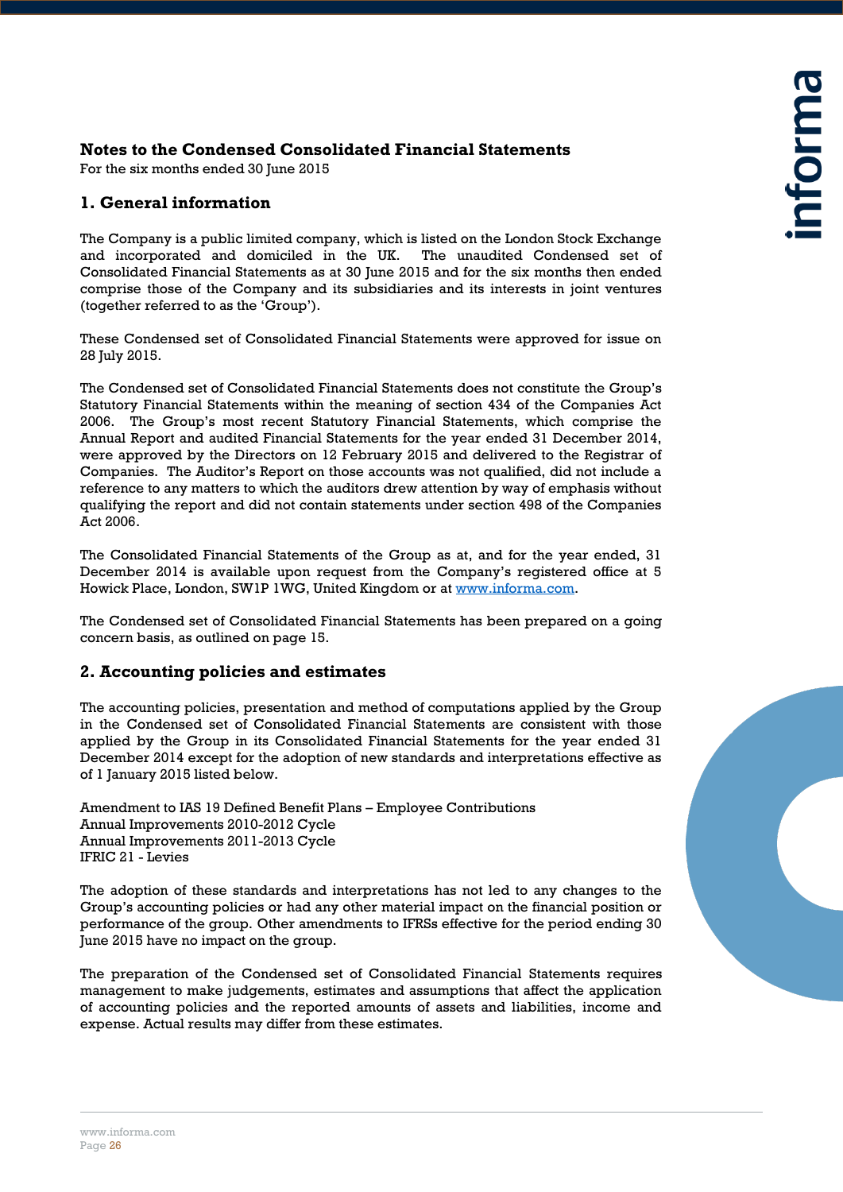# Notes to the Condensed Consolidated Financial Statements

For the six months ended 30 June 2015

## 1. General information

The Company is a public limited company, which is listed on the London Stock Exchange and incorporated and domiciled in the UK. The unaudited Condensed set of Consolidated Financial Statements as at 30 June 2015 and for the six months then ended comprise those of the Company and its subsidiaries and its interests in joint ventures (together referred to as the 'Group').

These Condensed set of Consolidated Financial Statements were approved for issue on 28 July 2015.

The Condensed set of Consolidated Financial Statements does not constitute the Group's Statutory Financial Statements within the meaning of section 434 of the Companies Act 2006. The Group's most recent Statutory Financial Statements, which comprise the Annual Report and audited Financial Statements for the year ended 31 December 2014, were approved by the Directors on 12 February 2015 and delivered to the Registrar of Companies. The Auditor's Report on those accounts was not qualified, did not include a reference to any matters to which the auditors drew attention by way of emphasis without qualifying the report and did not contain statements under section 498 of the Companies Act 2006.

The Consolidated Financial Statements of the Group as at, and for the year ended, 31 December 2014 is available upon request from the Company's registered office at 5 Howick Place, London, SW1P 1WG, United Kingdom or at www.informa.com.

The Condensed set of Consolidated Financial Statements has been prepared on a going concern basis, as outlined on page 15.

## 2. Accounting policies and estimates

The accounting policies, presentation and method of computations applied by the Group in the Condensed set of Consolidated Financial Statements are consistent with those applied by the Group in its Consolidated Financial Statements for the year ended 31 December 2014 except for the adoption of new standards and interpretations effective as of 1 January 2015 listed below.

Amendment to IAS 19 Defined Benefit Plans – Employee Contributions
Annual Improvements 2010-2012 Cycle
Annual Improvements 2011-2013 Cycle
IFRIC 21 - Levies

The adoption of these standards and interpretations has not led to any changes to the Group's accounting policies or had any other material impact on the financial position or performance of the group. Other amendments to IFRSs effective for the period ending 30 June 2015 have no impact on the group.

The preparation of the Condensed set of Consolidated Financial Statements requires management to make judgements, estimates and assumptions that affect the application of accounting policies and the reported amounts of assets and liabilities, income and expense. Actual results may differ from these estimates.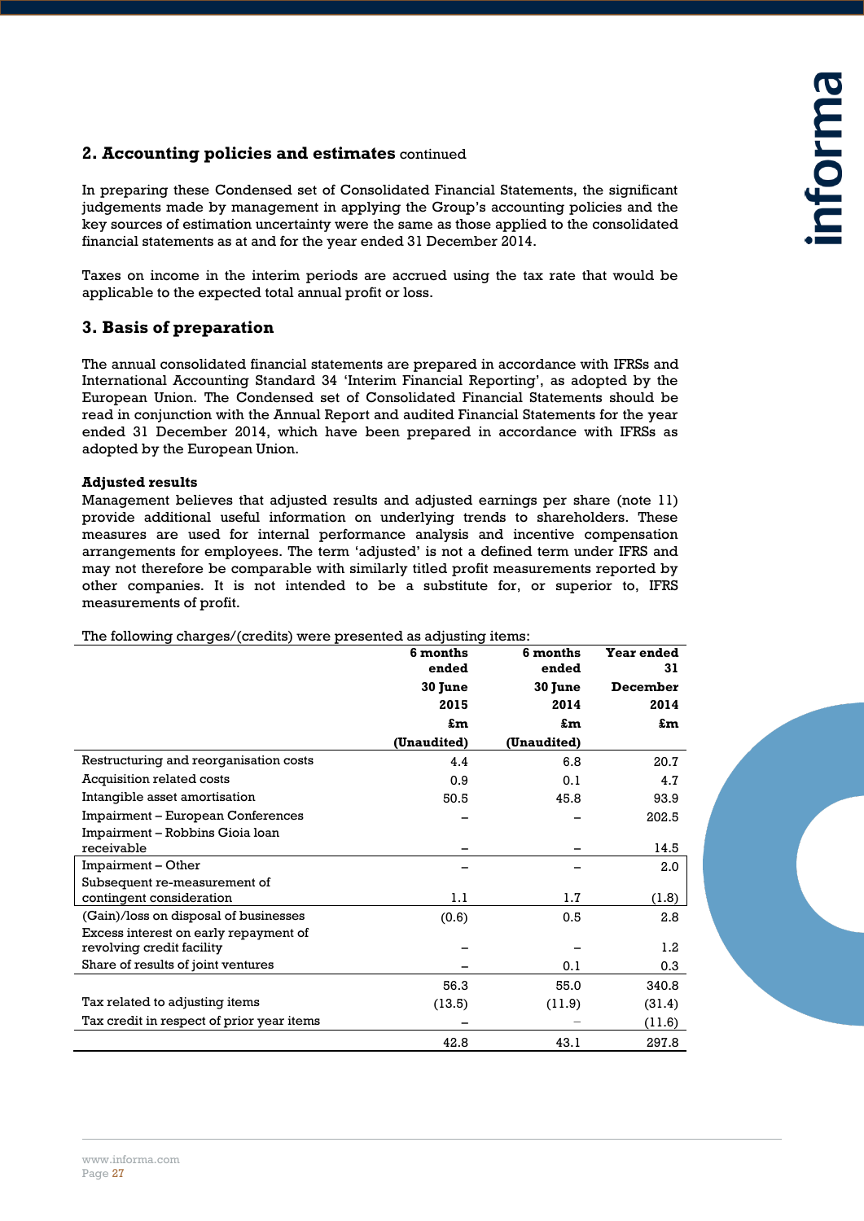## 2. Accounting policies and estimates continued

In preparing these Condensed set of Consolidated Financial Statements, the significant judgements made by management in applying the Group's accounting policies and the key sources of estimation uncertainty were the same as those applied to the consolidated financial statements as at and for the year ended 31 December 2014.

Taxes on income in the interim periods are accrued using the tax rate that would be applicable to the expected total annual profit or loss.

## 3. Basis of preparation

The annual consolidated financial statements are prepared in accordance with IFRSs and International Accounting Standard 34 'Interim Financial Reporting', as adopted by the European Union. The Condensed set of Consolidated Financial Statements should be read in conjunction with the Annual Report and audited Financial Statements for the year ended 31 December 2014, which have been prepared in accordance with IFRSs as adopted by the European Union.

**Adjusted results**

Management believes that adjusted results and adjusted earnings per share (note 11) provide additional useful information on underlying trends to shareholders. These measures are used for internal performance analysis and incentive compensation arrangements for employees. The term 'adjusted' is not a defined term under IFRS and may not therefore be comparable with similarly titled profit measurements reported by other companies. It is not intended to be a substitute for, or superior to, IFRS measurements of profit.

The following charges/(credits) were presented as adjusting items:

| | 6 months ended 30 June 2015 £m (Unaudited) | 6 months ended 30 June 2014 £m (Unaudited) | Year ended 31 December 2014 £m |
|---|---|---|---|
| Restructuring and reorganisation costs | 4.4 | 6.8 | 20.7 |
| Acquisition related costs | 0.9 | 0.1 | 4.7 |
| Intangible asset amortisation | 50.5 | 45.8 | 93.9 |
| Impairment – European Conferences | – | – | 202.5 |
| Impairment – Robbins Gioia loan receivable | – | – | 14.5 |
| Impairment – Other | – | – | 2.0 |
| Subsequent re-measurement of contingent consideration | 1.1 | 1.7 | (1.8) |
| (Gain)/loss on disposal of businesses | (0.6) | 0.5 | 2.8 |
| Excess interest on early repayment of revolving credit facility | – | – | 1.2 |
| Share of results of joint ventures | – | 0.1 | 0.3 |
| | 56.3 | 55.0 | 340.8 |
| Tax related to adjusting items | (13.5) | (11.9) | (31.4) |
| Tax credit in respect of prior year items | – | – | (11.6) |
| | 42.8 | 43.1 | 297.8 |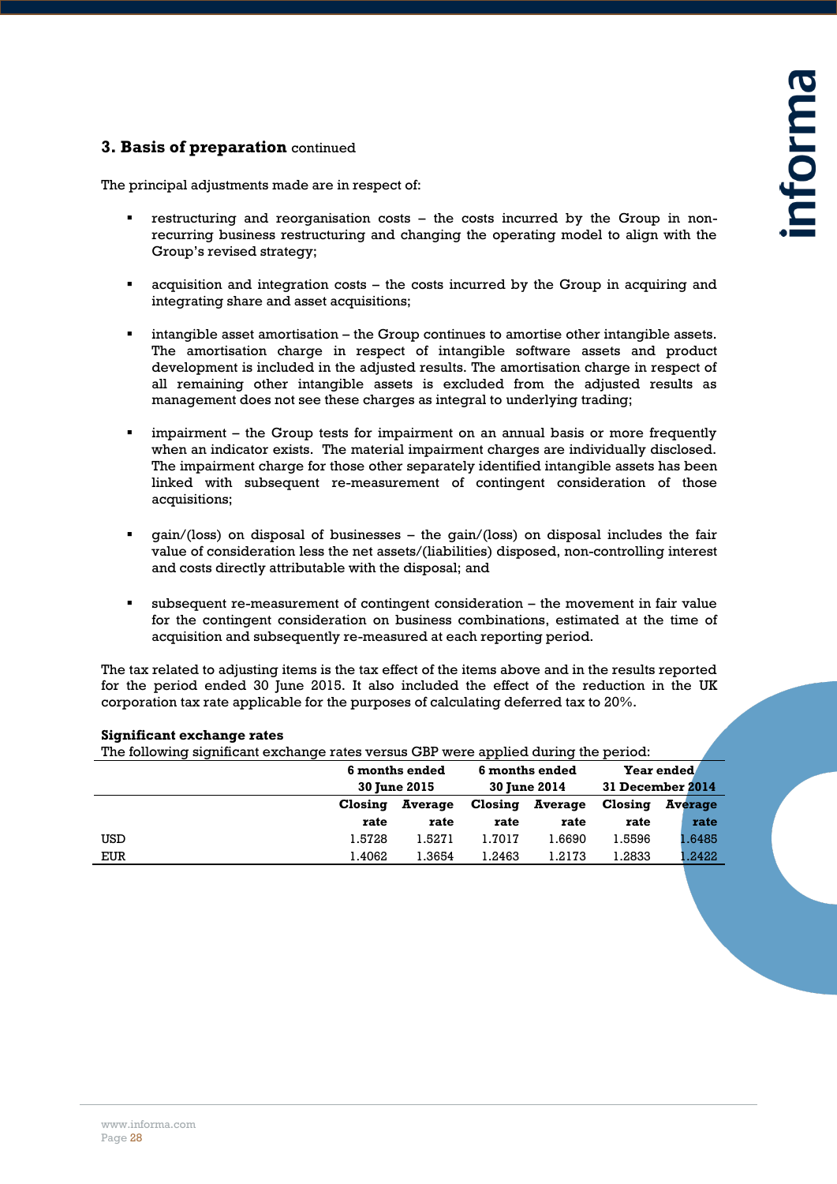## 3. Basis of preparation continued

The principal adjustments made are in respect of:

- restructuring and reorganisation costs – the costs incurred by the Group in non-recurring business restructuring and changing the operating model to align with the Group's revised strategy;

- acquisition and integration costs – the costs incurred by the Group in acquiring and integrating share and asset acquisitions;

- intangible asset amortisation – the Group continues to amortise other intangible assets. The amortisation charge in respect of intangible software assets and product development is included in the adjusted results. The amortisation charge in respect of all remaining other intangible assets is excluded from the adjusted results as management does not see these charges as integral to underlying trading;

- impairment – the Group tests for impairment on an annual basis or more frequently when an indicator exists. The material impairment charges are individually disclosed. The impairment charge for those other separately identified intangible assets has been linked with subsequent re-measurement of contingent consideration of those acquisitions;

- gain/(loss) on disposal of businesses – the gain/(loss) on disposal includes the fair value of consideration less the net assets/(liabilities) disposed, non-controlling interest and costs directly attributable with the disposal; and

- subsequent re-measurement of contingent consideration – the movement in fair value for the contingent consideration on business combinations, estimated at the time of acquisition and subsequently re-measured at each reporting period.

The tax related to adjusting items is the tax effect of the items above and in the results reported for the period ended 30 June 2015. It also included the effect of the reduction in the UK corporation tax rate applicable for the purposes of calculating deferred tax to 20%.

**Significant exchange rates**

The following significant exchange rates versus GBP were applied during the period:

| | 6 months ended 30 June 2015 | | 6 months ended 30 June 2014 | | Year ended 31 December 2014 | |
|---|---|---|---|---|---|---|
| | Closing rate | Average rate | Closing rate | Average rate | Closing rate | Average rate |
| USD | 1.5728 | 1.5271 | 1.7017 | 1.6690 | 1.5596 | 1.6485 |
| EUR | 1.4062 | 1.3654 | 1.2463 | 1.2173 | 1.2833 | 1.2422 |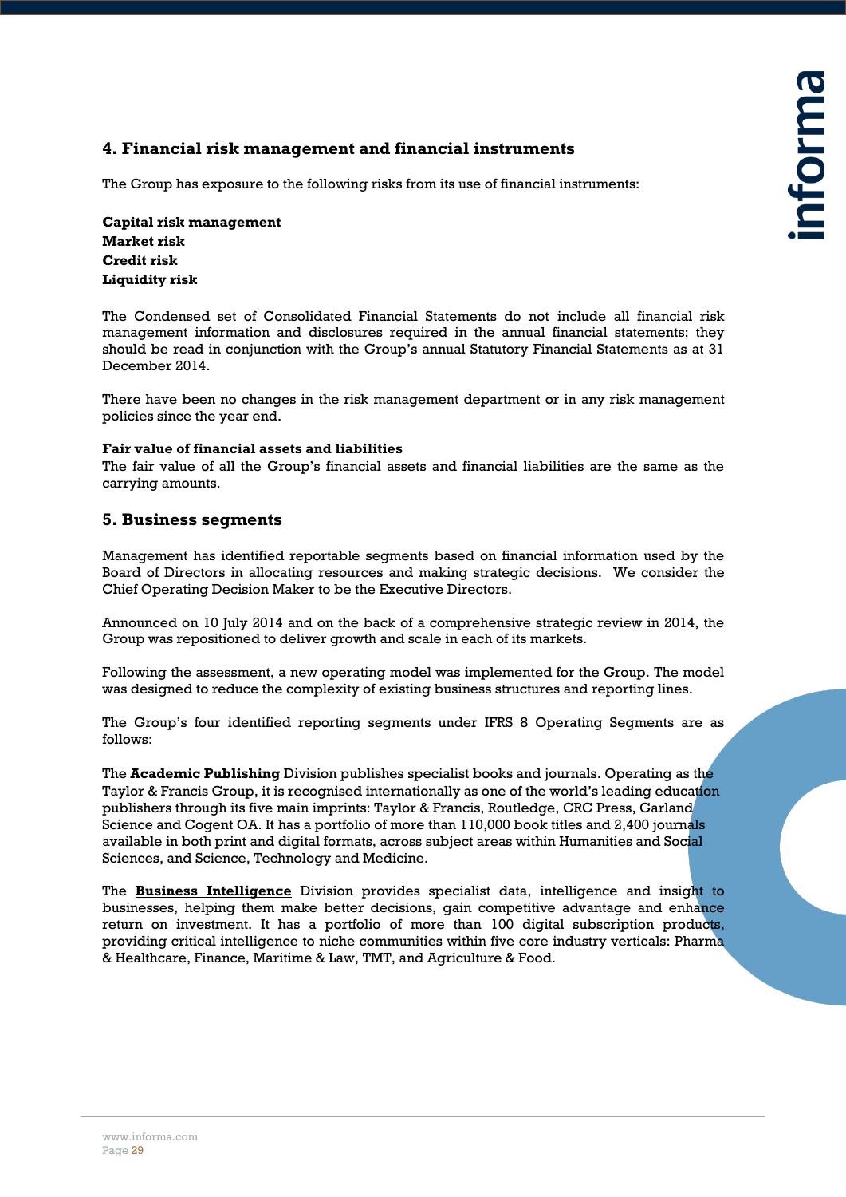## 4. Financial risk management and financial instruments

The Group has exposure to the following risks from its use of financial instruments:

**Capital risk management**
**Market risk**
**Credit risk**
**Liquidity risk**

The Condensed set of Consolidated Financial Statements do not include all financial risk management information and disclosures required in the annual financial statements; they should be read in conjunction with the Group's annual Statutory Financial Statements as at 31 December 2014.

There have been no changes in the risk management department or in any risk management policies since the year end.

**Fair value of financial assets and liabilities**
The fair value of all the Group's financial assets and financial liabilities are the same as the carrying amounts.

## 5. Business segments

Management has identified reportable segments based on financial information used by the Board of Directors in allocating resources and making strategic decisions. We consider the Chief Operating Decision Maker to be the Executive Directors.

Announced on 10 July 2014 and on the back of a comprehensive strategic review in 2014, the Group was repositioned to deliver growth and scale in each of its markets.

Following the assessment, a new operating model was implemented for the Group. The model was designed to reduce the complexity of existing business structures and reporting lines.

The Group's four identified reporting segments under IFRS 8 Operating Segments are as follows:

The **Academic Publishing** Division publishes specialist books and journals. Operating as the Taylor & Francis Group, it is recognised internationally as one of the world's leading education publishers through its five main imprints: Taylor & Francis, Routledge, CRC Press, Garland Science and Cogent OA. It has a portfolio of more than 110,000 book titles and 2,400 journals available in both print and digital formats, across subject areas within Humanities and Social Sciences, and Science, Technology and Medicine.

The **Business Intelligence** Division provides specialist data, intelligence and insight to businesses, helping them make better decisions, gain competitive advantage and enhance return on investment. It has a portfolio of more than 100 digital subscription products, providing critical intelligence to niche communities within five core industry verticals: Pharma & Healthcare, Finance, Maritime & Law, TMT, and Agriculture & Food.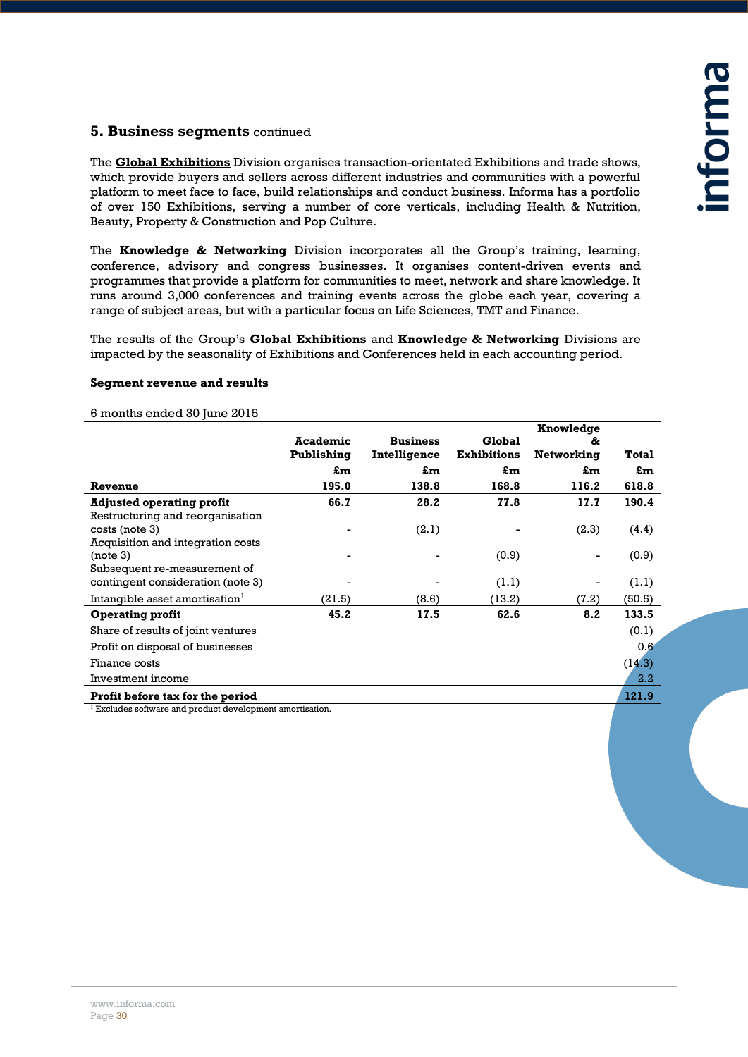## 5. Business segments continued

The **Global Exhibitions** Division organises transaction-orientated Exhibitions and trade shows, which provide buyers and sellers across different industries and communities with a powerful platform to meet face to face, build relationships and conduct business. Informa has a portfolio of over 150 Exhibitions, serving a number of core verticals, including Health & Nutrition, Beauty, Property & Construction and Pop Culture.

The **Knowledge & Networking** Division incorporates all the Group's training, learning, conference, advisory and congress businesses. It organises content-driven events and programmes that provide a platform for communities to meet, network and share knowledge. It runs around 3,000 conferences and training events across the globe each year, covering a range of subject areas, but with a particular focus on Life Sciences, TMT and Finance.

The results of the Group's **Global Exhibitions** and **Knowledge & Networking** Divisions are impacted by the seasonality of Exhibitions and Conferences held in each accounting period.

**Segment revenue and results**

6 months ended 30 June 2015

| | Academic Publishing | Business Intelligence | Global Exhibitions | Knowledge & Networking | Total |
|---|---|---|---|---|---|
| | £m | £m | £m | £m | £m |
| **Revenue** | **195.0** | **138.8** | **168.8** | **116.2** | **618.8** |
| **Adjusted operating profit** | **66.7** | **28.2** | **77.8** | **17.7** | **190.4** |
| Restructuring and reorganisation costs (note 3) | - | (2.1) | - | (2.3) | (4.4) |
| Acquisition and integration costs (note 3) | - | - | (0.9) | - | (0.9) |
| Subsequent re-measurement of contingent consideration (note 3) | - | - | (1.1) | - | (1.1) |
| Intangible asset amortisation[1] | (21.5) | (8.6) | (13.2) | (7.2) | (50.5) |
| **Operating profit** | **45.2** | **17.5** | **62.6** | **8.2** | **133.5** |
| Share of results of joint ventures | | | | | (0.1) |
| Profit on disposal of businesses | | | | | 0.6 |
| Finance costs | | | | | (14.3) |
| Investment income | | | | | 2.2 |
| **Profit before tax for the period** | | | | | **121.9** |

[1] Excludes software and product development amortisation.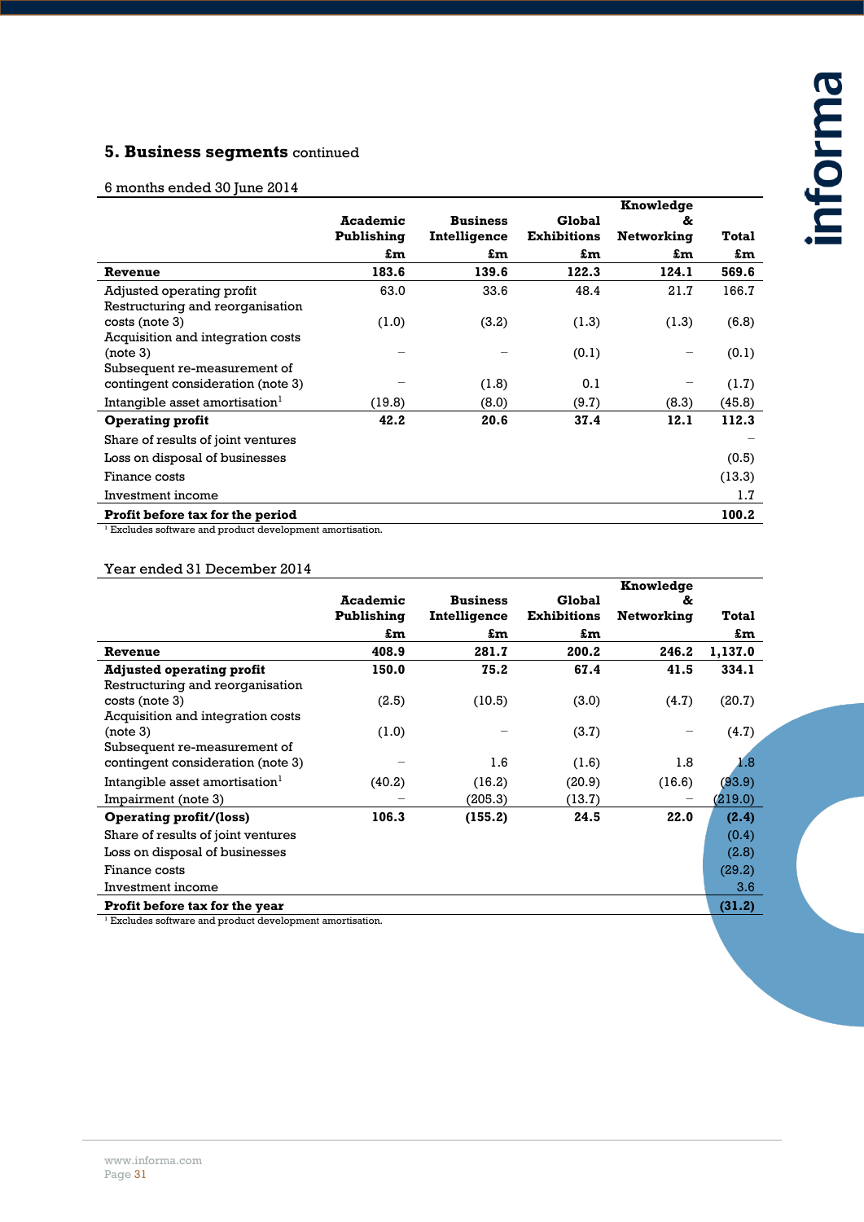## 5. Business segments continued

6 months ended 30 June 2014

| | Academic Publishing £m | Business Intelligence £m | Global Exhibitions £m | Knowledge & Networking £m | Total £m |
|---|---|---|---|---|---|
| **Revenue** | **183.6** | **139.6** | **122.3** | **124.1** | **569.6** |
| Adjusted operating profit | 63.0 | 33.6 | 48.4 | 21.7 | 166.7 |
| Restructuring and reorganisation costs (note 3) | (1.0) | (3.2) | (1.3) | (1.3) | (6.8) |
| Acquisition and integration costs (note 3) | – | – | (0.1) | – | (0.1) |
| Subsequent re-measurement of contingent consideration (note 3) | – | (1.8) | 0.1 | – | (1.7) |
| Intangible asset amortisation[1] | (19.8) | (8.0) | (9.7) | (8.3) | (45.8) |
| **Operating profit** | **42.2** | **20.6** | **37.4** | **12.1** | **112.3** |
| Share of results of joint ventures | | | | | – |
| Loss on disposal of businesses | | | | | (0.5) |
| Finance costs | | | | | (13.3) |
| Investment income | | | | | 1.7 |
| **Profit before tax for the period** | | | | | **100.2** |

[1] Excludes software and product development amortisation.

Year ended 31 December 2014

| | Academic Publishing £m | Business Intelligence £m | Global Exhibitions £m | Knowledge & Networking £m | Total £m |
|---|---|---|---|---|---|
| **Revenue** | **408.9** | **281.7** | **200.2** | **246.2** | **1,137.0** |
| **Adjusted operating profit** | **150.0** | **75.2** | **67.4** | **41.5** | **334.1** |
| Restructuring and reorganisation costs (note 3) | (2.5) | (10.5) | (3.0) | (4.7) | (20.7) |
| Acquisition and integration costs (note 3) | (1.0) | – | (3.7) | – | (4.7) |
| Subsequent re-measurement of contingent consideration (note 3) | – | 1.6 | (1.6) | 1.8 | 1.8 |
| Intangible asset amortisation[1] | (40.2) | (16.2) | (20.9) | (16.6) | (93.9) |
| Impairment (note 3) | – | (205.3) | (13.7) | – | (219.0) |
| **Operating profit/(loss)** | **106.3** | **(155.2)** | **24.5** | **22.0** | **(2.4)** |
| Share of results of joint ventures | | | | | (0.4) |
| Loss on disposal of businesses | | | | | (2.8) |
| Finance costs | | | | | (29.2) |
| Investment income | | | | | 3.6 |
| **Profit before tax for the year** | | | | | **(31.2)** |

[1] Excludes software and product development amortisation.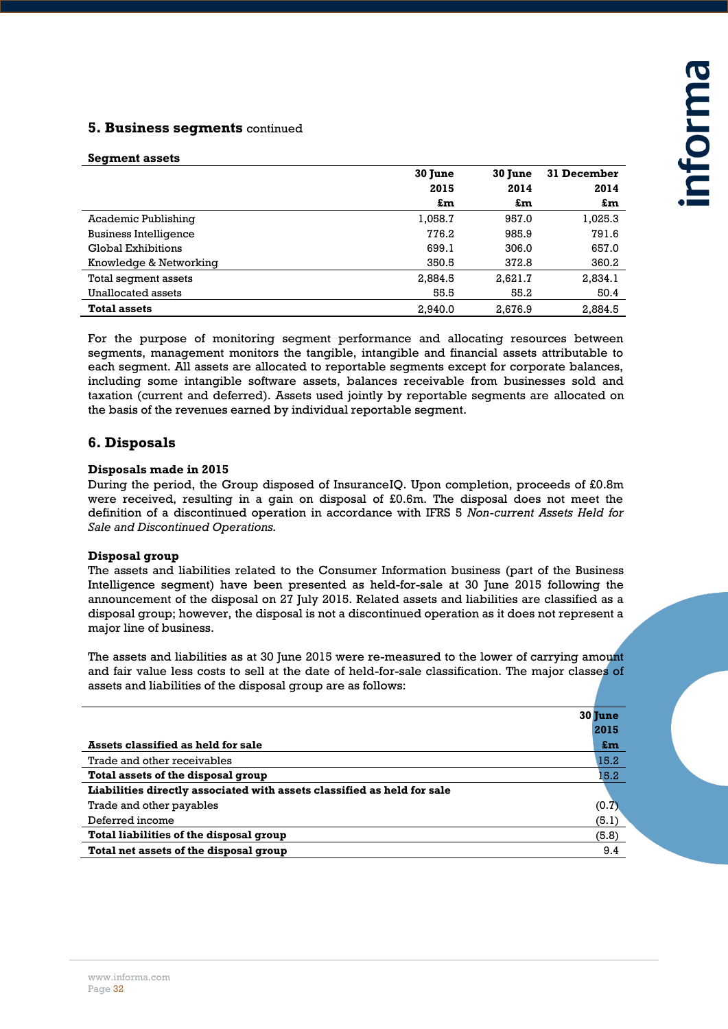## 5. Business segments continued

**Segment assets**

| | 30 June 2015 £m | 30 June 2014 £m | 31 December 2014 £m |
|---|---|---|---|
| Academic Publishing | 1,058.7 | 957.0 | 1,025.3 |
| Business Intelligence | 776.2 | 985.9 | 791.6 |
| Global Exhibitions | 699.1 | 306.0 | 657.0 |
| Knowledge & Networking | 350.5 | 372.8 | 360.2 |
| Total segment assets | 2,884.5 | 2,621.7 | 2,834.1 |
| Unallocated assets | 55.5 | 55.2 | 50.4 |
| **Total assets** | 2,940.0 | 2,676.9 | 2,884.5 |

For the purpose of monitoring segment performance and allocating resources between segments, management monitors the tangible, intangible and financial assets attributable to each segment. All assets are allocated to reportable segments except for corporate balances, including some intangible software assets, balances receivable from businesses sold and taxation (current and deferred). Assets used jointly by reportable segments are allocated on the basis of the revenues earned by individual reportable segment.

## 6. Disposals

**Disposals made in 2015**

During the period, the Group disposed of InsuranceIQ. Upon completion, proceeds of £0.8m were received, resulting in a gain on disposal of £0.6m. The disposal does not meet the definition of a discontinued operation in accordance with IFRS 5 *Non-current Assets Held for Sale and Discontinued Operations.*

**Disposal group**

The assets and liabilities related to the Consumer Information business (part of the Business Intelligence segment) have been presented as held-for-sale at 30 June 2015 following the announcement of the disposal on 27 July 2015. Related assets and liabilities are classified as a disposal group; however, the disposal is not a discontinued operation as it does not represent a major line of business.

The assets and liabilities as at 30 June 2015 were re-measured to the lower of carrying amount and fair value less costs to sell at the date of held-for-sale classification. The major classes of assets and liabilities of the disposal group are as follows:

| | 30 June 2015 £m |
|---|---|
| **Assets classified as held for sale** | |
| Trade and other receivables | 15.2 |
| **Total assets of the disposal group** | 15.2 |
| **Liabilities directly associated with assets classified as held for sale** | |
| Trade and other payables | (0.7) |
| Deferred income | (5.1) |
| **Total liabilities of the disposal group** | (5.8) |
| **Total net assets of the disposal group** | 9.4 |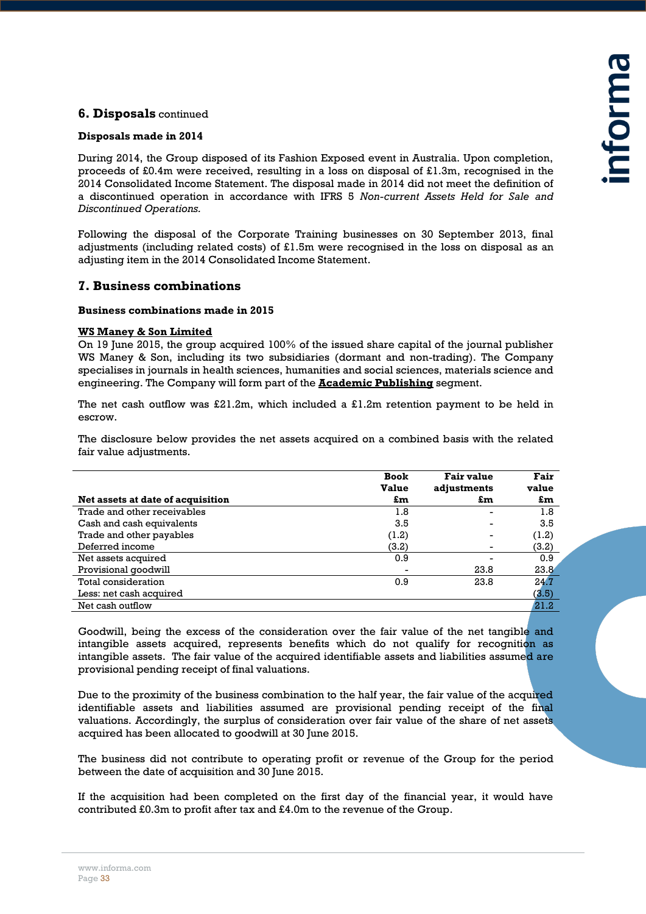## 6. Disposals continued

### Disposals made in 2014

During 2014, the Group disposed of its Fashion Exposed event in Australia. Upon completion, proceeds of £0.4m were received, resulting in a loss on disposal of £1.3m, recognised in the 2014 Consolidated Income Statement. The disposal made in 2014 did not meet the definition of a discontinued operation in accordance with IFRS 5 *Non-current Assets Held for Sale and Discontinued Operations.*

Following the disposal of the Corporate Training businesses on 30 September 2013, final adjustments (including related costs) of £1.5m were recognised in the loss on disposal as an adjusting item in the 2014 Consolidated Income Statement.

## 7. Business combinations

### Business combinations made in 2015

**WS Maney & Son Limited**

On 19 June 2015, the group acquired 100% of the issued share capital of the journal publisher WS Maney & Son, including its two subsidiaries (dormant and non-trading). The Company specialises in journals in health sciences, humanities and social sciences, materials science and engineering. The Company will form part of the **Academic Publishing** segment.

The net cash outflow was £21.2m, which included a £1.2m retention payment to be held in escrow.

The disclosure below provides the net assets acquired on a combined basis with the related fair value adjustments.

| Net assets at date of acquisition | Book Value £m | Fair value adjustments £m | Fair value £m |
|---|---|---|---|
| Trade and other receivables | 1.8 | - | 1.8 |
| Cash and cash equivalents | 3.5 | - | 3.5 |
| Trade and other payables | (1.2) | - | (1.2) |
| Deferred income | (3.2) | - | (3.2) |
| Net assets acquired | 0.9 | - | 0.9 |
| Provisional goodwill | - | 23.8 | 23.8 |
| Total consideration | 0.9 | 23.8 | 24.7 |
| Less: net cash acquired | | | (3.5) |
| Net cash outflow | | | 21.2 |

Goodwill, being the excess of the consideration over the fair value of the net tangible and intangible assets acquired, represents benefits which do not qualify for recognition as intangible assets. The fair value of the acquired identifiable assets and liabilities assumed are provisional pending receipt of final valuations.

Due to the proximity of the business combination to the half year, the fair value of the acquired identifiable assets and liabilities assumed are provisional pending receipt of the final valuations. Accordingly, the surplus of consideration over fair value of the share of net assets acquired has been allocated to goodwill at 30 June 2015.

The business did not contribute to operating profit or revenue of the Group for the period between the date of acquisition and 30 June 2015.

If the acquisition had been completed on the first day of the financial year, it would have contributed £0.3m to profit after tax and £4.0m to the revenue of the Group.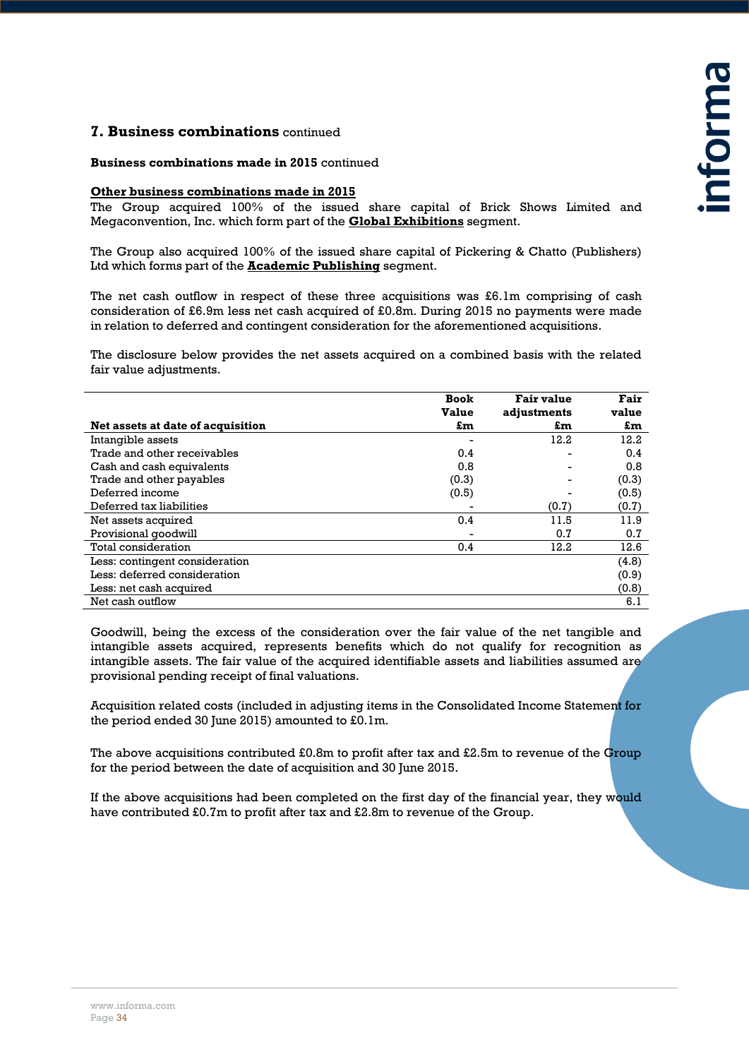## 7. Business combinations continued

**Business combinations made in 2015** continued

**Other business combinations made in 2015**

The Group acquired 100% of the issued share capital of Brick Shows Limited and Megaconvention, Inc. which form part of the **Global Exhibitions** segment.

The Group also acquired 100% of the issued share capital of Pickering & Chatto (Publishers) Ltd which forms part of the **Academic Publishing** segment.

The net cash outflow in respect of these three acquisitions was £6.1m comprising of cash consideration of £6.9m less net cash acquired of £0.8m. During 2015 no payments were made in relation to deferred and contingent consideration for the aforementioned acquisitions.

The disclosure below provides the net assets acquired on a combined basis with the related fair value adjustments.

| Net assets at date of acquisition | Book Value £m | Fair value adjustments £m | Fair value £m |
|---|---|---|---|
| Intangible assets | - | 12.2 | 12.2 |
| Trade and other receivables | 0.4 | - | 0.4 |
| Cash and cash equivalents | 0.8 | - | 0.8 |
| Trade and other payables | (0.3) | - | (0.3) |
| Deferred income | (0.5) | - | (0.5) |
| Deferred tax liabilities | - | (0.7) | (0.7) |
| Net assets acquired | 0.4 | 11.5 | 11.9 |
| Provisional goodwill | - | 0.7 | 0.7 |
| Total consideration | 0.4 | 12.2 | 12.6 |
| Less: contingent consideration | | | (4.8) |
| Less: deferred consideration | | | (0.9) |
| Less: net cash acquired | | | (0.8) |
| Net cash outflow | | | 6.1 |

Goodwill, being the excess of the consideration over the fair value of the net tangible and intangible assets acquired, represents benefits which do not qualify for recognition as intangible assets. The fair value of the acquired identifiable assets and liabilities assumed are provisional pending receipt of final valuations.

Acquisition related costs (included in adjusting items in the Consolidated Income Statement for the period ended 30 June 2015) amounted to £0.1m.

The above acquisitions contributed £0.8m to profit after tax and £2.5m to revenue of the Group for the period between the date of acquisition and 30 June 2015.

If the above acquisitions had been completed on the first day of the financial year, they would have contributed £0.7m to profit after tax and £2.8m to revenue of the Group.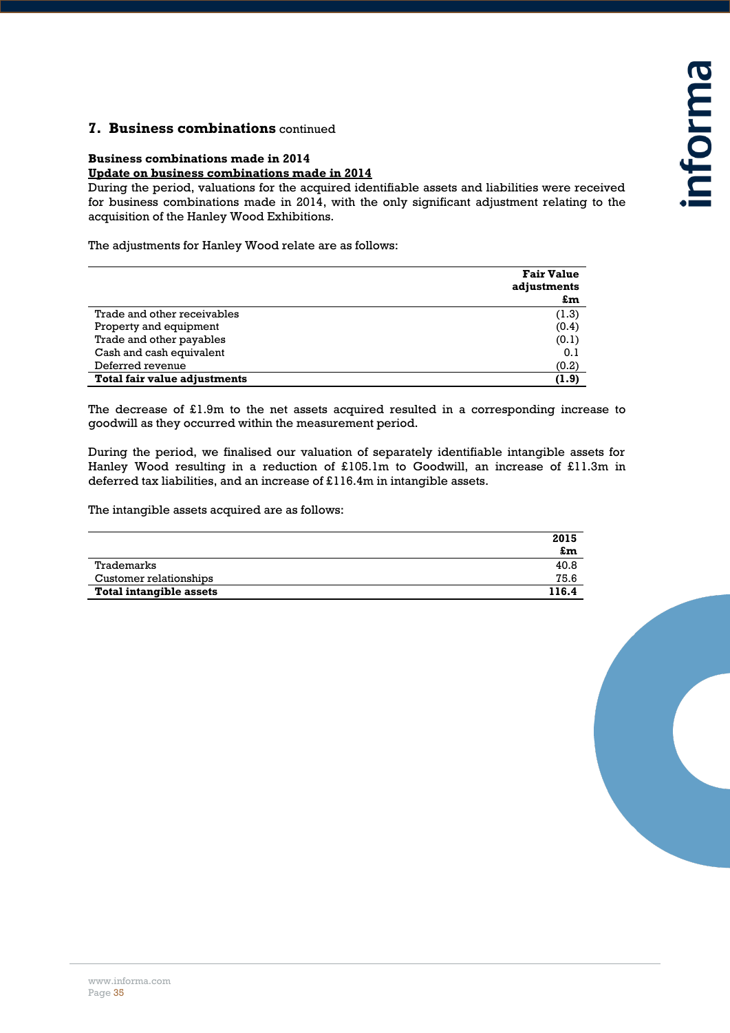## 7. Business combinations continued

**Business combinations made in 2014**

**Update on business combinations made in 2014**

During the period, valuations for the acquired identifiable assets and liabilities were received for business combinations made in 2014, with the only significant adjustment relating to the acquisition of the Hanley Wood Exhibitions.

The adjustments for Hanley Wood relate are as follows:

| | Fair Value adjustments £m |
|---|---|
| Trade and other receivables | (1.3) |
| Property and equipment | (0.4) |
| Trade and other payables | (0.1) |
| Cash and cash equivalent | 0.1 |
| Deferred revenue | (0.2) |
| **Total fair value adjustments** | **(1.9)** |

The decrease of £1.9m to the net assets acquired resulted in a corresponding increase to goodwill as they occurred within the measurement period.

During the period, we finalised our valuation of separately identifiable intangible assets for Hanley Wood resulting in a reduction of £105.1m to Goodwill, an increase of £11.3m in deferred tax liabilities, and an increase of £116.4m in intangible assets.

The intangible assets acquired are as follows:

| | 2015 £m |
|---|---|
| Trademarks | 40.8 |
| Customer relationships | 75.6 |
| **Total intangible assets** | **116.4** |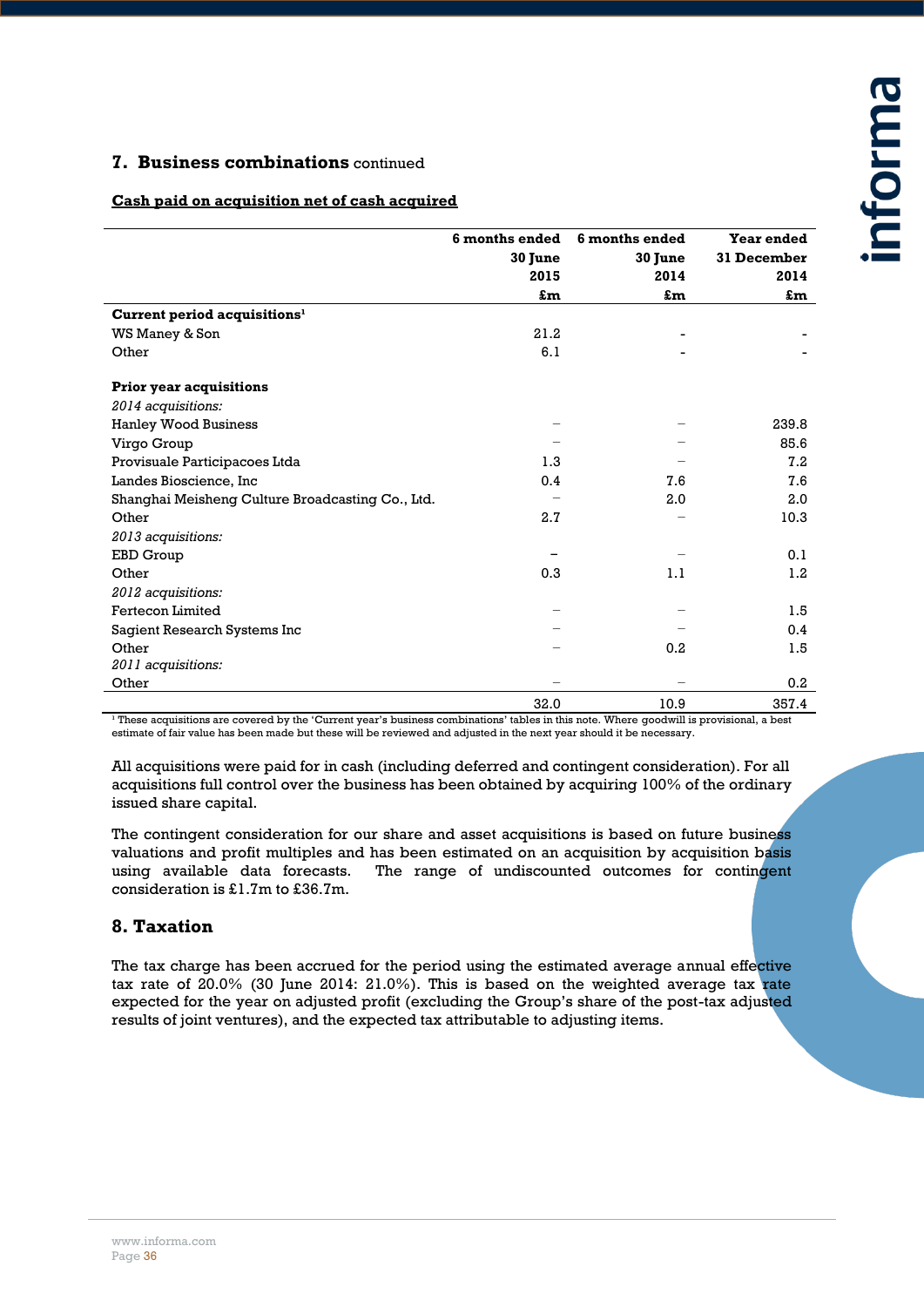## 7. Business combinations continued

**Cash paid on acquisition net of cash acquired**

| | 6 months ended 30 June 2015 £m | 6 months ended 30 June 2014 £m | Year ended 31 December 2014 £m |
|---|---|---|---|
| **Current period acquisitions**[1] | | | |
| WS Maney & Son | 21.2 | - | - |
| Other | 6.1 | - | - |
| | | | |
| **Prior year acquisitions** | | | |
| *2014 acquisitions:* | | | |
| Hanley Wood Business | – | – | 239.8 |
| Virgo Group | – | – | 85.6 |
| Provisuale Participacoes Ltda | 1.3 | – | 7.2 |
| Landes Bioscience, Inc | 0.4 | 7.6 | 7.6 |
| Shanghai Meisheng Culture Broadcasting Co., Ltd. | – | 2.0 | 2.0 |
| Other | 2.7 | – | 10.3 |
| *2013 acquisitions:* | | | |
| EBD Group | – | – | 0.1 |
| Other | 0.3 | 1.1 | 1.2 |
| *2012 acquisitions:* | | | |
| Fertecon Limited | – | – | 1.5 |
| Sagient Research Systems Inc | – | – | 0.4 |
| Other | – | 0.2 | 1.5 |
| *2011 acquisitions:* | | | |
| Other | – | – | 0.2 |
| | 32.0 | 10.9 | 357.4 |

[1] These acquisitions are covered by the 'Current year's business combinations' tables in this note. Where goodwill is provisional, a best estimate of fair value has been made but these will be reviewed and adjusted in the next year should it be necessary.

All acquisitions were paid for in cash (including deferred and contingent consideration). For all acquisitions full control over the business has been obtained by acquiring 100% of the ordinary issued share capital.

The contingent consideration for our share and asset acquisitions is based on future business valuations and profit multiples and has been estimated on an acquisition by acquisition basis using available data forecasts. The range of undiscounted outcomes for contingent consideration is £1.7m to £36.7m.

## 8. Taxation

The tax charge has been accrued for the period using the estimated average annual effective tax rate of 20.0% (30 June 2014: 21.0%). This is based on the weighted average tax rate expected for the year on adjusted profit (excluding the Group's share of the post-tax adjusted results of joint ventures), and the expected tax attributable to adjusting items.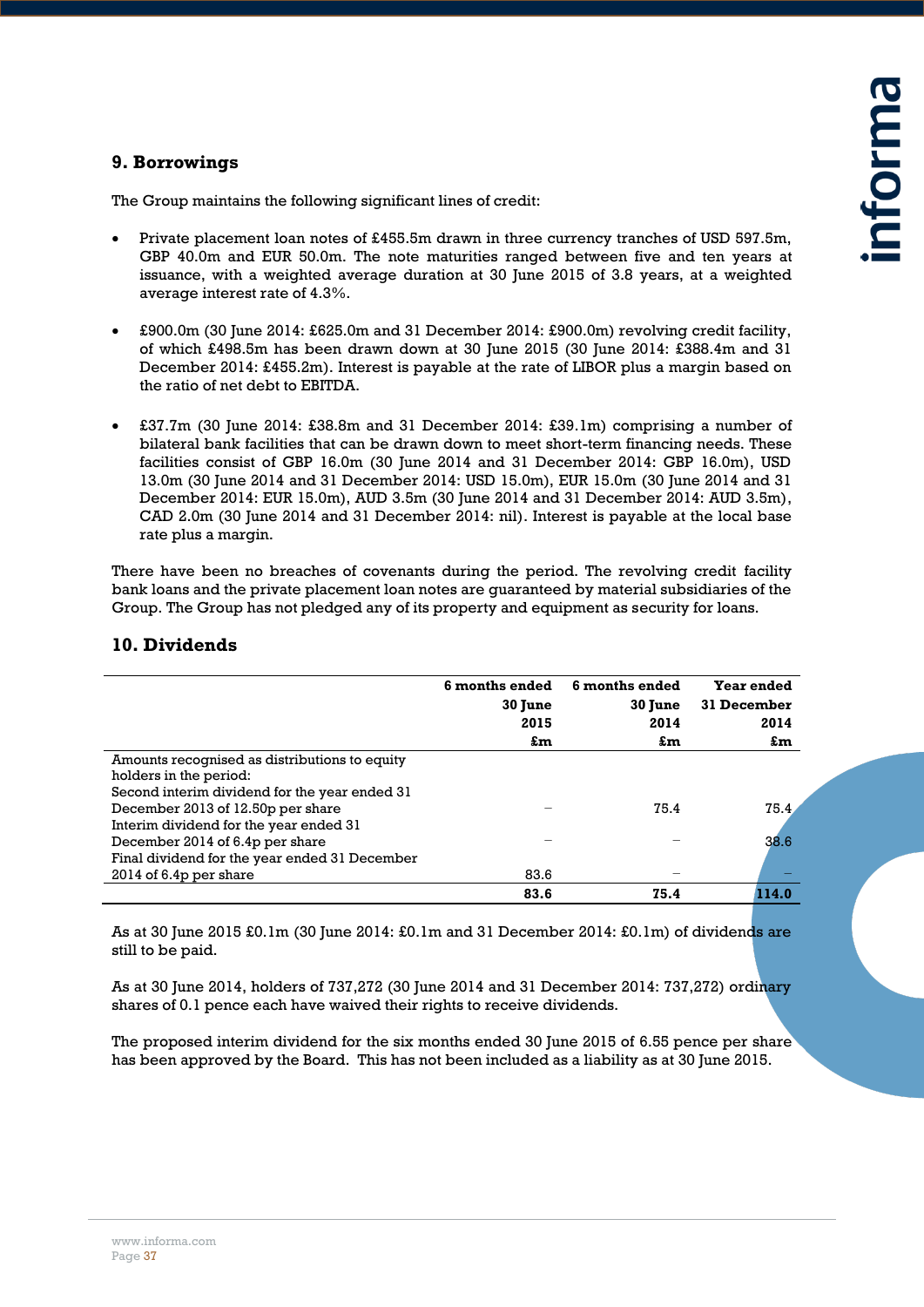## 9. Borrowings

The Group maintains the following significant lines of credit:

- Private placement loan notes of £455.5m drawn in three currency tranches of USD 597.5m, GBP 40.0m and EUR 50.0m. The note maturities ranged between five and ten years at issuance, with a weighted average duration at 30 June 2015 of 3.8 years, at a weighted average interest rate of 4.3%.

- £900.0m (30 June 2014: £625.0m and 31 December 2014: £900.0m) revolving credit facility, of which £498.5m has been drawn down at 30 June 2015 (30 June 2014: £388.4m and 31 December 2014: £455.2m). Interest is payable at the rate of LIBOR plus a margin based on the ratio of net debt to EBITDA.

- £37.7m (30 June 2014: £38.8m and 31 December 2014: £39.1m) comprising a number of bilateral bank facilities that can be drawn down to meet short-term financing needs. These facilities consist of GBP 16.0m (30 June 2014 and 31 December 2014: GBP 16.0m), USD 13.0m (30 June 2014 and 31 December 2014: USD 15.0m), EUR 15.0m (30 June 2014 and 31 December 2014: EUR 15.0m), AUD 3.5m (30 June 2014 and 31 December 2014: AUD 3.5m), CAD 2.0m (30 June 2014 and 31 December 2014: nil). Interest is payable at the local base rate plus a margin.

There have been no breaches of covenants during the period. The revolving credit facility bank loans and the private placement loan notes are guaranteed by material subsidiaries of the Group. The Group has not pledged any of its property and equipment as security for loans.

## 10. Dividends

| | 6 months ended 30 June 2015 £m | 6 months ended 30 June 2014 £m | Year ended 31 December 2014 £m |
|---|---|---|---|
| Amounts recognised as distributions to equity holders in the period: | | | |
| Second interim dividend for the year ended 31 December 2013 of 12.50p per share | – | 75.4 | 75.4 |
| Interim dividend for the year ended 31 December 2014 of 6.4p per share | – | – | 38.6 |
| Final dividend for the year ended 31 December 2014 of 6.4p per share | 83.6 | – | – |
| | **83.6** | **75.4** | **114.0** |

As at 30 June 2015 £0.1m (30 June 2014: £0.1m and 31 December 2014: £0.1m) of dividends are still to be paid.

As at 30 June 2014, holders of 737,272 (30 June 2014 and 31 December 2014: 737,272) ordinary shares of 0.1 pence each have waived their rights to receive dividends.

The proposed interim dividend for the six months ended 30 June 2015 of 6.55 pence per share has been approved by the Board. This has not been included as a liability as at 30 June 2015.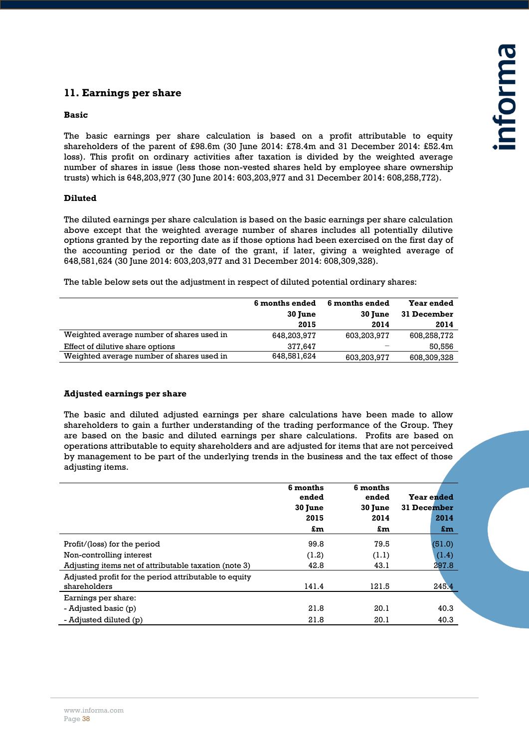## 11. Earnings per share

### Basic

The basic earnings per share calculation is based on a profit attributable to equity shareholders of the parent of £98.6m (30 June 2014: £78.4m and 31 December 2014: £52.4m loss). This profit on ordinary activities after taxation is divided by the weighted average number of shares in issue (less those non-vested shares held by employee share ownership trusts) which is 648,203,977 (30 June 2014: 603,203,977 and 31 December 2014: 608,258,772).

### Diluted

The diluted earnings per share calculation is based on the basic earnings per share calculation above except that the weighted average number of shares includes all potentially dilutive options granted by the reporting date as if those options had been exercised on the first day of the accounting period or the date of the grant, if later, giving a weighted average of 648,581,624 (30 June 2014: 603,203,977 and 31 December 2014: 608,309,328).

The table below sets out the adjustment in respect of diluted potential ordinary shares:

| | 6 months ended 30 June 2015 | 6 months ended 30 June 2014 | Year ended 31 December 2014 |
|---|---|---|---|
| Weighted average number of shares used in | 648,203,977 | 603,203,977 | 608,258,772 |
| Effect of dilutive share options | 377,647 | – | 50,556 |
| Weighted average number of shares used in | 648,581,624 | 603,203,977 | 608,309,328 |

### Adjusted earnings per share

The basic and diluted adjusted earnings per share calculations have been made to allow shareholders to gain a further understanding of the trading performance of the Group. They are based on the basic and diluted earnings per share calculations. Profits are based on operations attributable to equity shareholders and are adjusted for items that are not perceived by management to be part of the underlying trends in the business and the tax effect of those adjusting items.

| | 6 months ended 30 June 2015 £m | 6 months ended 30 June 2014 £m | Year ended 31 December 2014 £m |
|---|---|---|---|
| Profit/(loss) for the period | 99.8 | 79.5 | (51.0) |
| Non-controlling interest | (1.2) | (1.1) | (1.4) |
| Adjusting items net of attributable taxation (note 3) | 42.8 | 43.1 | 297.8 |
| Adjusted profit for the period attributable to equity shareholders | 141.4 | 121.5 | 245.4 |
| Earnings per share: | | | |
| - Adjusted basic (p) | 21.8 | 20.1 | 40.3 |
| - Adjusted diluted (p) | 21.8 | 20.1 | 40.3 |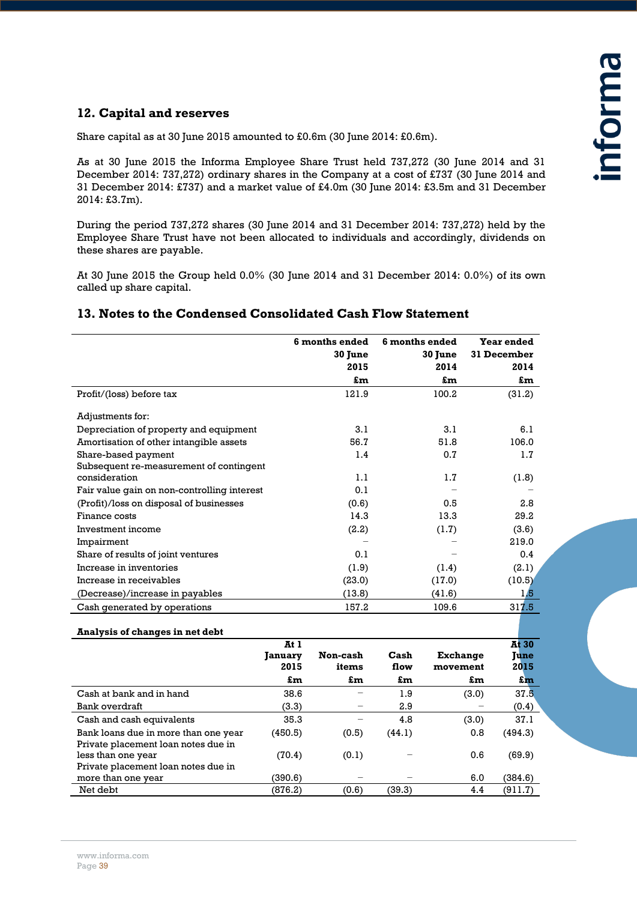## 12. Capital and reserves

Share capital as at 30 June 2015 amounted to £0.6m (30 June 2014: £0.6m).

As at 30 June 2015 the Informa Employee Share Trust held 737,272 (30 June 2014 and 31 December 2014: 737,272) ordinary shares in the Company at a cost of £737 (30 June 2014 and 31 December 2014: £737) and a market value of £4.0m (30 June 2014: £3.5m and 31 December 2014: £3.7m).

During the period 737,272 shares (30 June 2014 and 31 December 2014: 737,272) held by the Employee Share Trust have not been allocated to individuals and accordingly, dividends on these shares are payable.

At 30 June 2015 the Group held 0.0% (30 June 2014 and 31 December 2014: 0.0%) of its own called up share capital.

## 13. Notes to the Condensed Consolidated Cash Flow Statement

| | 6 months ended 30 June 2015 £m | 6 months ended 30 June 2014 £m | Year ended 31 December 2014 £m |
|---|---|---|---|
| Profit/(loss) before tax | 121.9 | 100.2 | (31.2) |
| Adjustments for: | | | |
| Depreciation of property and equipment | 3.1 | 3.1 | 6.1 |
| Amortisation of other intangible assets | 56.7 | 51.8 | 106.0 |
| Share-based payment | 1.4 | 0.7 | 1.7 |
| Subsequent re-measurement of contingent consideration | 1.1 | 1.7 | (1.8) |
| Fair value gain on non-controlling interest | 0.1 | – | – |
| (Profit)/loss on disposal of businesses | (0.6) | 0.5 | 2.8 |
| Finance costs | 14.3 | 13.3 | 29.2 |
| Investment income | (2.2) | (1.7) | (3.6) |
| Impairment | – | – | 219.0 |
| Share of results of joint ventures | 0.1 | – | 0.4 |
| Increase in inventories | (1.9) | (1.4) | (2.1) |
| Increase in receivables | (23.0) | (17.0) | (10.5) |
| (Decrease)/increase in payables | (13.8) | (41.6) | 1.5 |
| Cash generated by operations | 157.2 | 109.6 | 317.5 |

**Analysis of changes in net debt**

| | At 1 January 2015 £m | Non-cash items £m | Cash flow £m | Exchange movement £m | At 30 June 2015 £m |
|---|---|---|---|---|---|
| Cash at bank and in hand | 38.6 | – | 1.9 | (3.0) | 37.5 |
| Bank overdraft | (3.3) | – | 2.9 | – | (0.4) |
| Cash and cash equivalents | 35.3 | – | 4.8 | (3.0) | 37.1 |
| Bank loans due in more than one year | (450.5) | (0.5) | (44.1) | 0.8 | (494.3) |
| Private placement loan notes due in less than one year | (70.4) | (0.1) | – | 0.6 | (69.9) |
| Private placement loan notes due in more than one year | (390.6) | – | – | 6.0 | (384.6) |
| Net debt | (876.2) | (0.6) | (39.3) | 4.4 | (911.7) |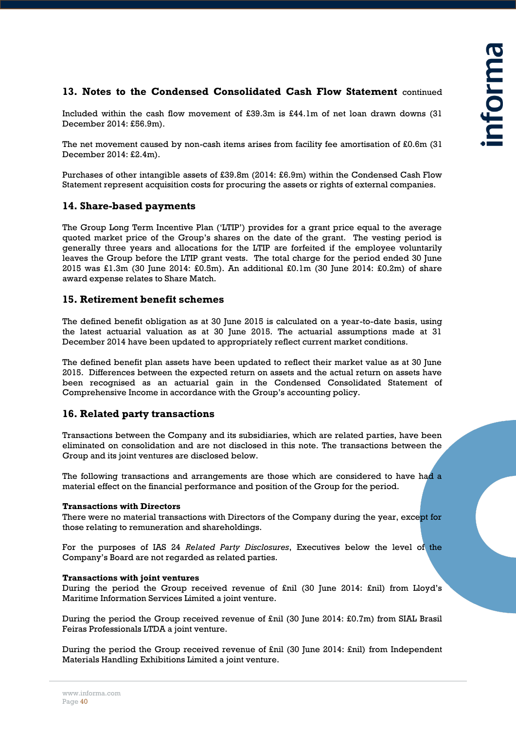## 13. Notes to the Condensed Consolidated Cash Flow Statement continued

Included within the cash flow movement of £39.3m is £44.1m of net loan drawn downs (31 December 2014: £56.9m).

The net movement caused by non-cash items arises from facility fee amortisation of £0.6m (31 December 2014: £2.4m).

Purchases of other intangible assets of £39.8m (2014: £6.9m) within the Condensed Cash Flow Statement represent acquisition costs for procuring the assets or rights of external companies.

## 14. Share-based payments

The Group Long Term Incentive Plan ('LTIP') provides for a grant price equal to the average quoted market price of the Group's shares on the date of the grant. The vesting period is generally three years and allocations for the LTIP are forfeited if the employee voluntarily leaves the Group before the LTIP grant vests. The total charge for the period ended 30 June 2015 was £1.3m (30 June 2014: £0.5m). An additional £0.1m (30 June 2014: £0.2m) of share award expense relates to Share Match.

## 15. Retirement benefit schemes

The defined benefit obligation as at 30 June 2015 is calculated on a year-to-date basis, using the latest actuarial valuation as at 30 June 2015. The actuarial assumptions made at 31 December 2014 have been updated to appropriately reflect current market conditions.

The defined benefit plan assets have been updated to reflect their market value as at 30 June 2015. Differences between the expected return on assets and the actual return on assets have been recognised as an actuarial gain in the Condensed Consolidated Statement of Comprehensive Income in accordance with the Group's accounting policy.

## 16. Related party transactions

Transactions between the Company and its subsidiaries, which are related parties, have been eliminated on consolidation and are not disclosed in this note. The transactions between the Group and its joint ventures are disclosed below.

The following transactions and arrangements are those which are considered to have had a material effect on the financial performance and position of the Group for the period.

**Transactions with Directors**

There were no material transactions with Directors of the Company during the year, except for those relating to remuneration and shareholdings.

For the purposes of IAS 24 *Related Party Disclosures*, Executives below the level of the Company's Board are not regarded as related parties.

**Transactions with joint ventures**

During the period the Group received revenue of £nil (30 June 2014: £nil) from Lloyd's Maritime Information Services Limited a joint venture.

During the period the Group received revenue of £nil (30 June 2014: £0.7m) from SIAL Brasil Feiras Professionals LTDA a joint venture.

During the period the Group received revenue of £nil (30 June 2014: £nil) from Independent Materials Handling Exhibitions Limited a joint venture.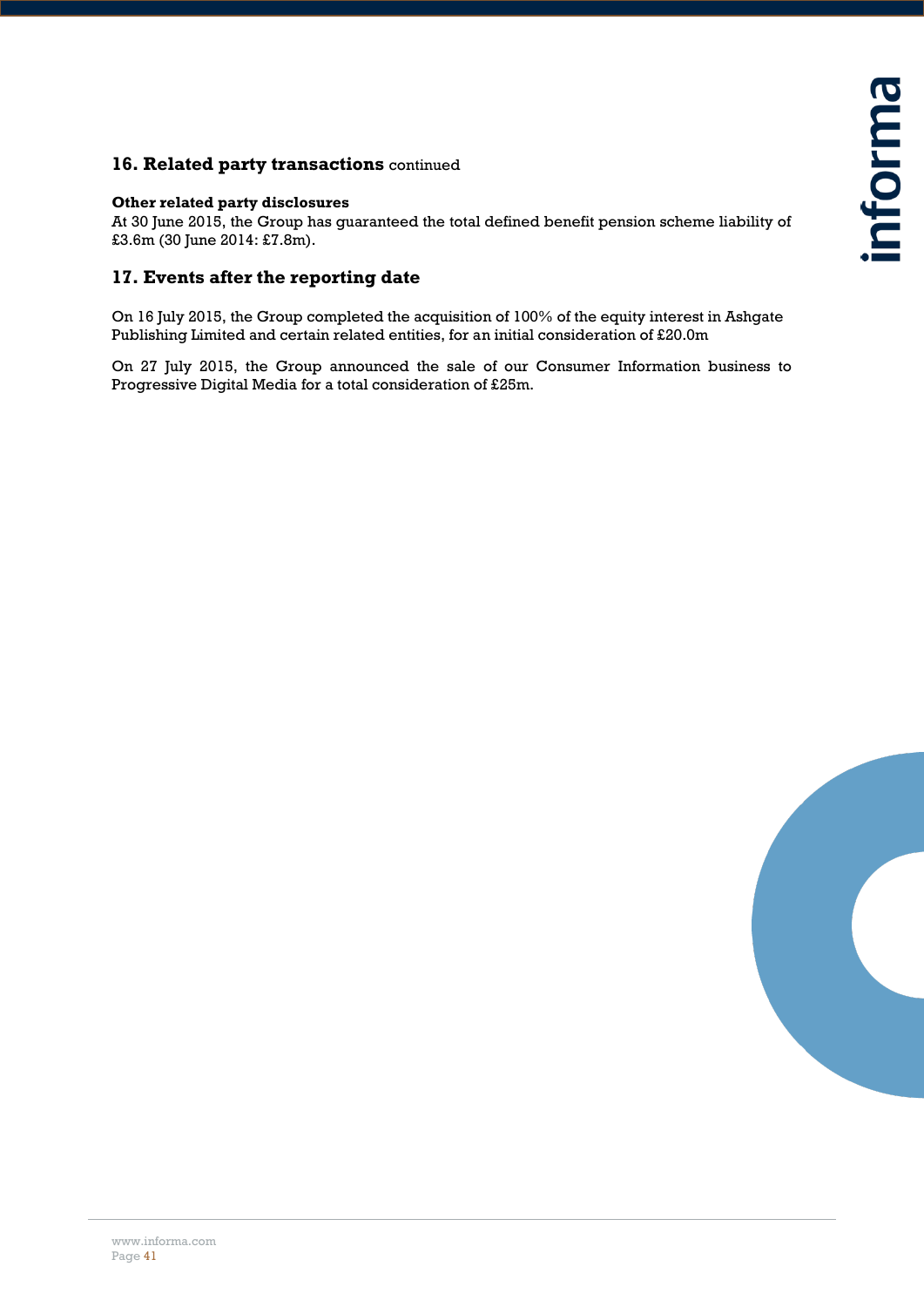## 16. Related party transactions continued

**Other related party disclosures**

At 30 June 2015, the Group has guaranteed the total defined benefit pension scheme liability of £3.6m (30 June 2014: £7.8m).

## 17. Events after the reporting date

On 16 July 2015, the Group completed the acquisition of 100% of the equity interest in Ashgate Publishing Limited and certain related entities, for an initial consideration of £20.0m

On 27 July 2015, the Group announced the sale of our Consumer Information business to Progressive Digital Media for a total consideration of £25m.